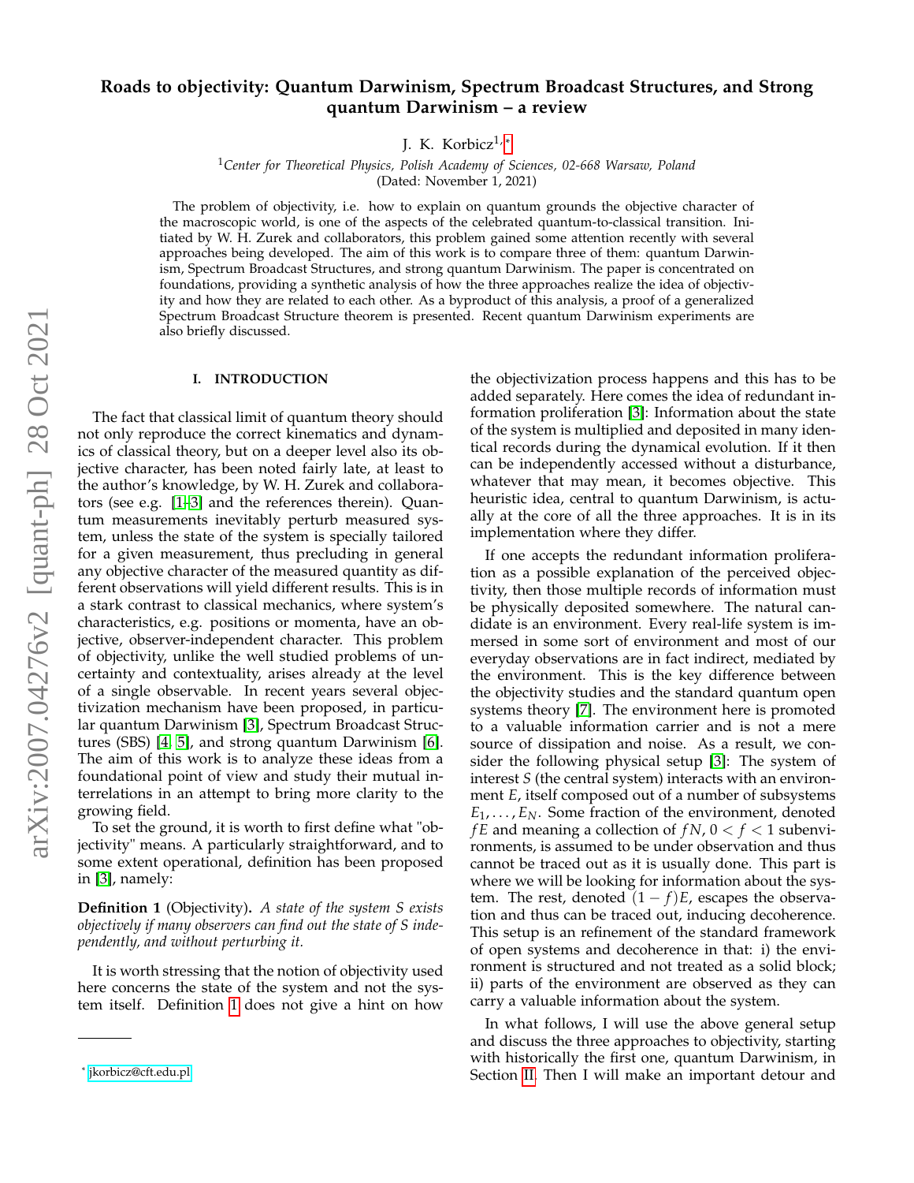# Roads to objectivity: Quantum Darwinism, Spectrum Broadcast Structures, and Strong quantum Darwinism – a review

J. K. Korbicz[1,*]

[1]*Center for Theoretical Physics, Polish Academy of Sciences, 02-668 Warsaw, Poland*
(Dated: November 1, 2021)

The problem of objectivity, i.e. how to explain on quantum grounds the objective character of the macroscopic world, is one of the aspects of the celebrated quantum-to-classical transition. Initiated by W. H. Zurek and collaborators, this problem gained some attention recently with several approaches being developed. The aim of this work is to compare three of them: quantum Darwinism, Spectrum Broadcast Structures, and strong quantum Darwinism. The paper is concentrated on foundations, providing a synthetic analysis of how the three approaches realize the idea of objectivity and how they are related to each other. As a byproduct of this analysis, a proof of a generalized Spectrum Broadcast Structure theorem is presented. Recent quantum Darwinism experiments are also briefly discussed.

## I. INTRODUCTION

The fact that classical limit of quantum theory should not only reproduce the correct kinematics and dynamics of classical theory, but on a deeper level also its objective character, has been noted fairly late, at least to the author's knowledge, by W. H. Zurek and collaborators (see e.g. [1–3] and the references therein). Quantum measurements inevitably perturb measured systems, unless the state of the system is specially tailored for a given measurement, thus precluding in general any objective character of the measured quantity as different observations will yield different results. This is in a stark contrast to classical mechanics, where system's characteristics, e.g. positions or momenta, have an objective, observer-independent character. This problem of objectivity, unlike the well studied problems of uncertainty and contextuality, arises already at the level of a single observable. In recent years several objectivization mechanism have been proposed, in particular quantum Darwinism [3], Spectrum Broadcast Structures (SBS) [4, 5], and strong quantum Darwinism [6]. The aim of this work is to analyze these ideas from a foundational point of view and study their mutual interrelations in an attempt to bring more clarity to the growing field.

To set the ground, it is worth to first define what "objectivity" means. A particularly straightforward, and to some extent operational, definition has been proposed in [3], namely:

**Definition 1** (Objectivity)**.** *A state of the system S exists objectively if many observers can find out the state of S independently, and without perturbing it.*

It is worth stressing that the notion of objectivity used here concerns the state of the system and not the system itself. Definition 1 does not give a hint on how the objectivization process happens and this has to be added separately. Here comes the idea of redundant information proliferation [3]: Information about the state of the system is multiplied and deposited in many identical records during the dynamical evolution. If it then can be independently accessed without a disturbance, whatever that may mean, it becomes objective. This heuristic idea, central to quantum Darwinism, is actually at the core of all the three approaches. It is in its implementation where they differ.

If one accepts the redundant information proliferation as a possible explanation of the perceived objectivity, then those multiple records of information must be physically deposited somewhere. The natural candidate is an environment. Every real-life system is immersed in some sort of environment and most of our everyday observations are in fact indirect, mediated by the environment. This is the key difference between the objectivity studies and the standard quantum open systems theory [7]. The environment here is promoted to a valuable information carrier and is not a mere source of dissipation and noise. As a result, we consider the following physical setup [3]: The system of interest $S$ (the central system) interacts with an environment $E$, itself composed out of a number of subsystems $E_1, \ldots, E_N$. Some fraction of the environment, denoted $fE$ and meaning a collection of $fN$, $0 < f < 1$ subenvironments, is assumed to be under observation and thus cannot be traced out as it is usually done. This part is where we will be looking for information about the system. The rest, denoted $(1-f)E$, escapes the observation and thus can be traced out, inducing decoherence. This setup is an refinement of the standard framework of open systems and decoherence in that: i) the environment is structured and not treated as a solid block; ii) parts of the environment are observed as they can carry a valuable information about the system.

In what follows, I will use the above general setup and discuss the three approaches to objectivity, starting with historically the first one, quantum Darwinism, in Section II. Then I will make an important detour and

---

[*] jkorbicz@cft.edu.pl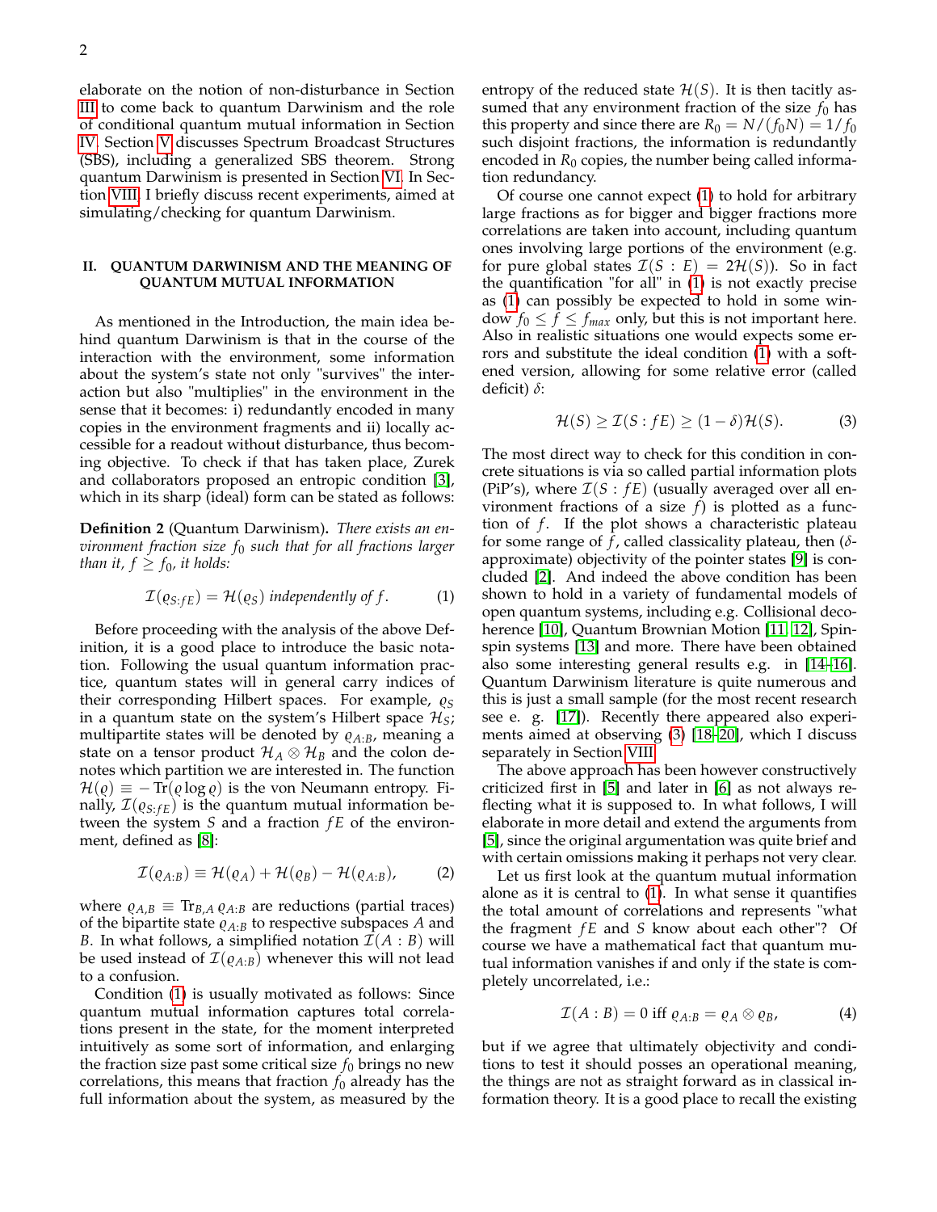elaborate on the notion of non-disturbance in Section III to come back to quantum Darwinism and the role of conditional quantum mutual information in Section IV. Section V discusses Spectrum Broadcast Structures (SBS), including a generalized SBS theorem. Strong quantum Darwinism is presented in Section VI. In Section VIII, I briefly discuss recent experiments, aimed at simulating/checking for quantum Darwinism.

## II. QUANTUM DARWINISM AND THE MEANING OF QUANTUM MUTUAL INFORMATION

As mentioned in the Introduction, the main idea behind quantum Darwinism is that in the course of the interaction with the environment, some information about the system's state not only "survives" the interaction but also "multiplies" in the environment in the sense that it becomes: i) redundantly encoded in many copies in the environment fragments and ii) locally accessible for a readout without disturbance, thus becoming objective. To check if that has taken place, Zurek and collaborators proposed an entropic condition [3], which in its sharp (ideal) form can be stated as follows:

**Definition 2** (Quantum Darwinism)**.** *There exists an environment fraction size $f_0$ such that for all fractions larger than it, $f \geq f_0$, it holds:*

$$\mathcal{I}(\varrho_{S:fE}) = \mathcal{H}(\varrho_S) \text{ independently of } f. \tag{1}$$

Before proceeding with the analysis of the above Definition, it is a good place to introduce the basic notation. Following the usual quantum information practice, quantum states will in general carry indices of their corresponding Hilbert spaces. For example, $\varrho_S$ in a quantum state on the system's Hilbert space $\mathcal{H}_S$; multipartite states will be denoted by $\varrho_{A:B}$, meaning a state on a tensor product $\mathcal{H}_A \otimes \mathcal{H}_B$ and the colon denotes which partition we are interested in. The function $\mathcal{H}(\varrho) \equiv -\mathrm{Tr}(\varrho \log \varrho)$ is the von Neumann entropy. Finally, $\mathcal{I}(\varrho_{S:fE})$ is the quantum mutual information between the system $S$ and a fraction $fE$ of the environment, defined as [8]:

$$\mathcal{I}(\varrho_{A:B}) \equiv \mathcal{H}(\varrho_A) + \mathcal{H}(\varrho_B) - \mathcal{H}(\varrho_{A:B}), \tag{2}$$

where $\varrho_{A,B} \equiv \mathrm{Tr}_{B,A}\, \varrho_{A:B}$ are reductions (partial traces) of the bipartite state $\varrho_{A:B}$ to respective subspaces $A$ and $B$. In what follows, a simplified notation $\mathcal{I}(A:B)$ will be used instead of $\mathcal{I}(\varrho_{A:B})$ whenever this will not lead to a confusion.

Condition (1) is usually motivated as follows: Since quantum mutual information captures total correlations present in the state, for the moment interpreted intuitively as some sort of information, and enlarging the fraction size past some critical size $f_0$ brings no new correlations, this means that fraction $f_0$ already has the full information about the system, as measured by the entropy of the reduced state $\mathcal{H}(S)$. It is then tacitly assumed that any environment fraction of the size $f_0$ has this property and since there are $R_0 = N/(f_0 N) = 1/f_0$ such disjoint fractions, the information is redundantly encoded in $R_0$ copies, the number being called information redundancy.

Of course one cannot expect (1) to hold for arbitrary large fractions as for bigger and bigger fractions more correlations are taken into account, including quantum ones involving large portions of the environment (e.g. for pure global states $\mathcal{I}(S:E) = 2\mathcal{H}(S)$). So in fact the quantification "for all" in (1) is not exactly precise as (1) can possibly be expected to hold in some window $f_0 \leq f \leq f_{max}$ only, but this is not important here. Also in realistic situations one would expects some errors and substitute the ideal condition (1) with a softened version, allowing for some relative error (called deficit) $\delta$:

$$\mathcal{H}(S) \geq \mathcal{I}(S:fE) \geq (1-\delta)\mathcal{H}(S). \tag{3}$$

The most direct way to check for this condition in concrete situations is via so called partial information plots (PiP's), where $\mathcal{I}(S:fE)$ (usually averaged over all environment fractions of a size $f$) is plotted as a function of $f$. If the plot shows a characteristic plateau for some range of $f$, called classicality plateau, then ($\delta$-approximate) objectivity of the pointer states [9] is concluded [2]. And indeed the above condition has been shown to hold in a variety of fundamental models of open quantum systems, including e.g. Collisional decoherence [10], Quantum Brownian Motion [11, 12], Spin-spin systems [13] and more. There have been obtained also some interesting general results e.g. in [14–16]. Quantum Darwinism literature is quite numerous and this is just a small sample (for the most recent research see e. g. [17]). Recently there appeared also experiments aimed at observing (3) [18–20], which I discuss separately in Section VIII.

The above approach has been however constructively criticized first in [5] and later in [6] as not always reflecting what it is supposed to. In what follows, I will elaborate in more detail and extend the arguments from [5], since the original argumentation was quite brief and with certain omissions making it perhaps not very clear.

Let us first look at the quantum mutual information alone as it is central to (1). In what sense it quantifies the total amount of correlations and represents "what the fragment $fE$ and $S$ know about each other"? Of course we have a mathematical fact that quantum mutual information vanishes if and only if the state is completely uncorrelated, i.e.:

$$\mathcal{I}(A:B) = 0 \text{ iff } \varrho_{A:B} = \varrho_A \otimes \varrho_B, \tag{4}$$

but if we agree that ultimately objectivity and conditions to test it should posses an operational meaning, the things are not as straight forward as in classical information theory. It is a good place to recall the existing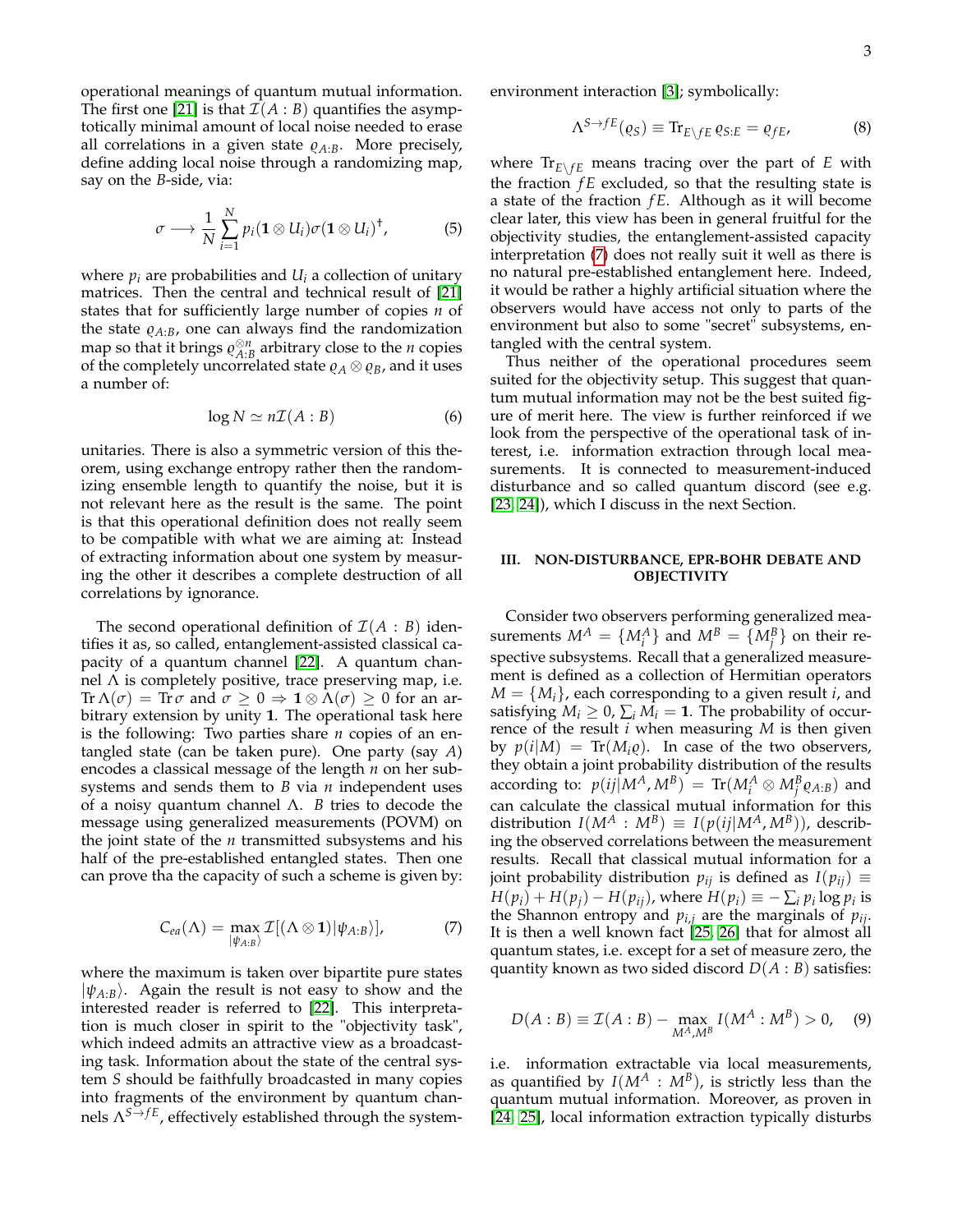operational meanings of quantum mutual information. The first one [21] is that $\mathcal{I}(A:B)$ quantifies the asymptotically minimal amount of local noise needed to erase all correlations in a given state $\varrho_{A:B}$. More precisely, define adding local noise through a randomizing map, say on the $B$-side, via:

$$\sigma \longrightarrow \frac{1}{N}\sum_{i=1}^{N} p_i(\mathbf{1}\otimes U_i)\sigma(\mathbf{1}\otimes U_i)^\dagger, \tag{5}$$

where $p_i$ are probabilities and $U_i$ a collection of unitary matrices. Then the central and technical result of [21] states that for sufficiently large number of copies $n$ of the state $\varrho_{A:B}$, one can always find the randomization map so that it brings $\varrho_{A:B}^{\otimes n}$ arbitrary close to the $n$ copies of the completely uncorrelated state $\varrho_A \otimes \varrho_B$, and it uses a number of:

$$\log N \simeq n\mathcal{I}(A:B) \tag{6}$$

unitaries. There is also a symmetric version of this theorem, using exchange entropy rather then the randomizing ensemble length to quantify the noise, but it is not relevant here as the result is the same. The point is that this operational definition does not really seem to be compatible with what we are aiming at: Instead of extracting information about one system by measuring the other it describes a complete destruction of all correlations by ignorance.

The second operational definition of $\mathcal{I}(A:B)$ identifies it as, so called, entanglement-assisted classical capacity of a quantum channel [22]. A quantum channel $\Lambda$ is completely positive, trace preserving map, i.e. $\operatorname{Tr}\Lambda(\sigma) = \operatorname{Tr}\sigma$ and $\sigma \geq 0 \Rightarrow \mathbf{1}\otimes\Lambda(\sigma) \geq 0$ for an arbitrary extension by unity $\mathbf{1}$. The operational task here is the following: Two parties share $n$ copies of an entangled state (can be taken pure). One party (say $A$) encodes a classical message of the length $n$ on her subsystems and sends them to $B$ via $n$ independent uses of a noisy quantum channel $\Lambda$. $B$ tries to decode the message using generalized measurements (POVM) on the joint state of the $n$ transmitted subsystems and his half of the pre-established entangled states. Then one can prove tha the capacity of such a scheme is given by:

$$C_{ea}(\Lambda) = \max_{|\psi_{A:B}\rangle} \mathcal{I}[(\Lambda\otimes\mathbf{1})|\psi_{A:B}\rangle], \tag{7}$$

where the maximum is taken over bipartite pure states $|\psi_{A:B}\rangle$. Again the result is not easy to show and the interested reader is referred to [22]. This interpretation is much closer in spirit to the "objectivity task", which indeed admits an attractive view as a broadcasting task. Information about the state of the central system $S$ should be faithfully broadcasted in many copies into fragments of the environment by quantum channels $\Lambda^{S\to fE}$, effectively established through the system-environment interaction [3]; symbolically:

$$\Lambda^{S\to fE}(\varrho_S) \equiv \operatorname{Tr}_{E\setminus fE}\,\varrho_{S:E} = \varrho_{fE}, \tag{8}$$

where $\operatorname{Tr}_{E\setminus fE}$ means tracing over the part of $E$ with the fraction $fE$ excluded, so that the resulting state is a state of the fraction $fE$. Although as it will become clear later, this view has been in general fruitful for the objectivity studies, the entanglement-assisted capacity interpretation (7) does not really suit it well as there is no natural pre-established entanglement here. Indeed, it would be rather a highly artificial situation where the observers would have access not only to parts of the environment but also to some "secret" subsystems, entangled with the central system.

Thus neither of the operational procedures seem suited for the objectivity setup. This suggest that quantum mutual information may not be the best suited figure of merit here. The view is further reinforced if we look from the perspective of the operational task of interest, i.e. information extraction through local measurements. It is connected to measurement-induced disturbance and so called quantum discord (see e.g. [23, 24]), which I discuss in the next Section.

## III. NON-DISTURBANCE, EPR-BOHR DEBATE AND OBJECTIVITY

Consider two observers performing generalized measurements $M^A = \{M_i^A\}$ and $M^B = \{M_j^B\}$ on their respective subsystems. Recall that a generalized measurement is defined as a collection of Hermitian operators $M = \{M_i\}$, each corresponding to a given result $i$, and satisfying $M_i \geq 0$, $\sum_i M_i = \mathbf{1}$. The probability of occurrence of the result $i$ when measuring $M$ is then given by $p(i|M) = \operatorname{Tr}(M_i\varrho)$. In case of the two observers, they obtain a joint probability distribution of the results according to: $p(ij|M^A, M^B) = \operatorname{Tr}(M_i^A\otimes M_j^B\varrho_{A:B})$ and can calculate the classical mutual information for this distribution $I(M^A : M^B) \equiv I(p(ij|M^A, M^B))$, describing the observed correlations between the measurement results. Recall that classical mutual information for a joint probability distribution $p_{ij}$ is defined as $I(p_{ij}) \equiv H(p_i) + H(p_j) - H(p_{ij})$, where $H(p_i) \equiv -\sum_i p_i \log p_i$ is the Shannon entropy and $p_{i,j}$ are the marginals of $p_{ij}$. It is then a well known fact [25, 26] that for almost all quantum states, i.e. except for a set of measure zero, the quantity known as two sided discord $D(A:B)$ satisfies:

$$D(A:B) \equiv \mathcal{I}(A:B) - \max_{M^A, M^B} I(M^A : M^B) > 0, \tag{9}$$

i.e. information extractable via local measurements, as quantified by $I(M^A : M^B)$, is strictly less than the quantum mutual information. Moreover, as proven in [24, 25], local information extraction typically disturbs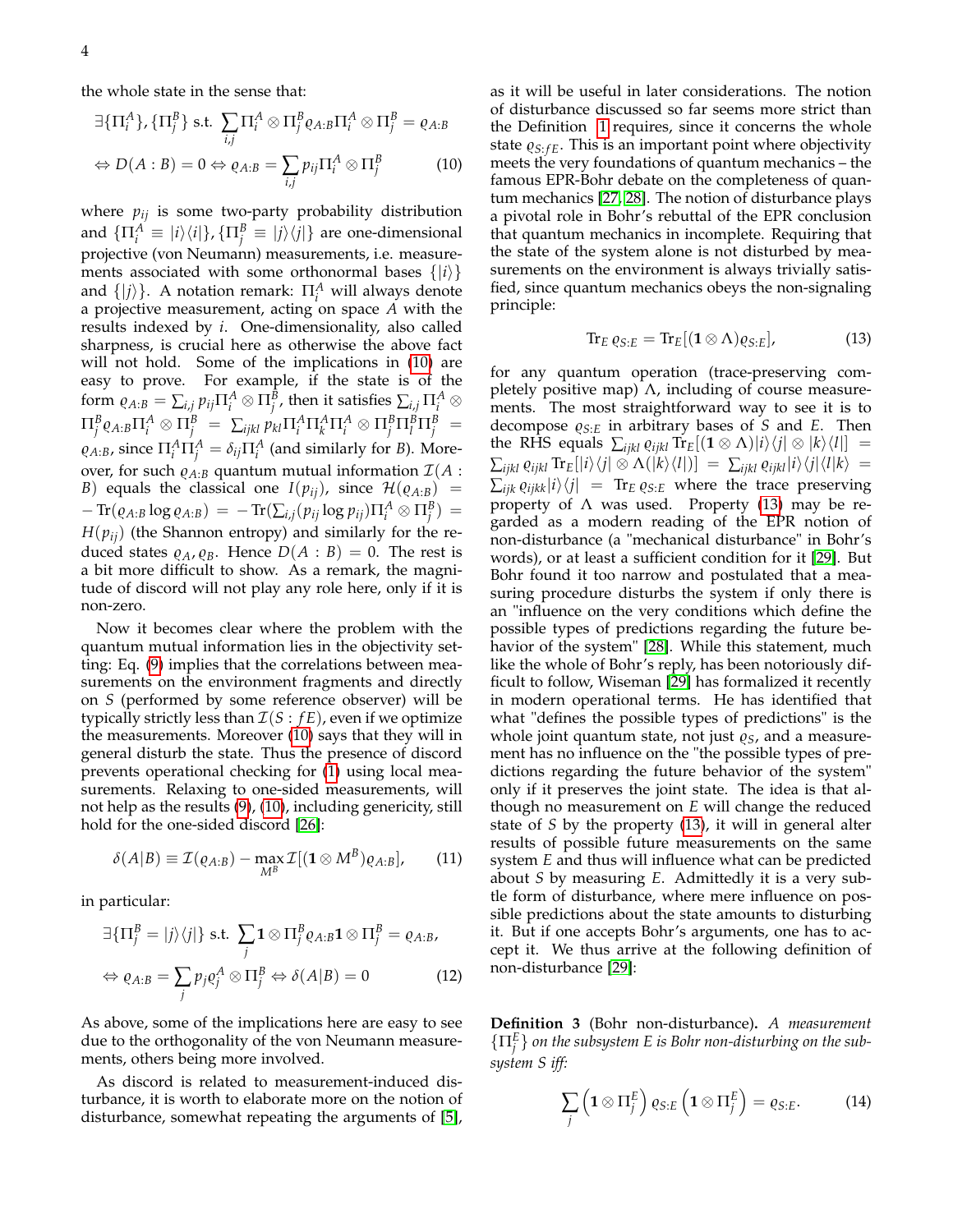the whole state in the sense that:

$$
\exists\{\Pi_i^A\},\{\Pi_j^B\} \text{ s.t. } \sum_{i,j}\Pi_i^A\otimes\Pi_j^B\varrho_{A:B}\Pi_i^A\otimes\Pi_j^B=\varrho_{A:B}
$$

$$
\Leftrightarrow D(A:B)=0 \Leftrightarrow \varrho_{A:B}=\sum_{i,j}p_{ij}\Pi_i^A\otimes\Pi_j^B \tag{10}
$$

where $p_{ij}$ is some two-party probability distribution and $\{\Pi_i^A\equiv|i\rangle\langle i|\},\{\Pi_j^B\equiv|j\rangle\langle j|\}$ are one-dimensional projective (von Neumann) measurements, i.e. measurements associated with some orthonormal bases $\{|i\rangle\}$ and $\{|j\rangle\}$. A notation remark: $\Pi_i^A$ will always denote a projective measurement, acting on space $A$ with the results indexed by $i$. One-dimensionality, also called sharpness, is crucial here as otherwise the above fact will not hold. Some of the implications in (10) are easy to prove. For example, if the state is of the form $\varrho_{A:B}=\sum_{i,j}p_{ij}\Pi_i^A\otimes\Pi_j^B$, then it satisfies $\sum_{i,j}\Pi_i^A\otimes\Pi_j^B\varrho_{A:B}\Pi_i^A\otimes\Pi_j^B=\sum_{ijkl}p_{kl}\Pi_i^A\Pi_k^A\Pi_i^A\otimes\Pi_j^B\Pi_l^B\Pi_j^B=\varrho_{A:B}$, since $\Pi_i^A\Pi_j^A=\delta_{ij}\Pi_i^A$ (and similarly for $B$). Moreover, for such $\varrho_{A:B}$ quantum mutual information $\mathcal{I}(A:B)$ equals the classical one $I(p_{ij})$, since $\mathcal{H}(\varrho_{A:B})=-\mathrm{Tr}(\varrho_{A:B}\log\varrho_{A:B})=-\mathrm{Tr}(\sum_{i,j}(p_{ij}\log p_{ij})\Pi_i^A\otimes\Pi_j^B)=H(p_{ij})$ (the Shannon entropy) and similarly for the reduced states $\varrho_A,\varrho_B$. Hence $D(A:B)=0$. The rest is a bit more difficult to show. As a remark, the magnitude of discord will not play any role here, only if it is non-zero.

Now it becomes clear where the problem with the quantum mutual information lies in the objectivity setting: Eq. (9) implies that the correlations between measurements on the environment fragments and directly on $S$ (performed by some reference observer) will be typically strictly less than $\mathcal{I}(S:fE)$, even if we optimize the measurements. Moreover (10) says that they will in general disturb the state. Thus the presence of discord prevents operational checking for (1) using local measurements. Relaxing to one-sided measurements, will not help as the results (9), (10), including genericity, still hold for the one-sided discord [26]:

$$
\delta(A|B)\equiv\mathcal{I}(\varrho_{A:B})-\max_{M^B}\mathcal{I}[(\mathbf{1}\otimes M^B)\varrho_{A:B}], \tag{11}
$$

in particular:

$$
\exists\{\Pi_j^B=|j\rangle\langle j|\} \text{ s.t. } \sum_j\mathbf{1}\otimes\Pi_j^B\varrho_{A:B}\mathbf{1}\otimes\Pi_j^B=\varrho_{A:B},
$$

$$
\Leftrightarrow \varrho_{A:B}=\sum_j p_j\varrho_j^A\otimes\Pi_j^B \Leftrightarrow \delta(A|B)=0 \tag{12}
$$

As above, some of the implications here are easy to see due to the orthogonality of the von Neumann measurements, others being more involved.

As discord is related to measurement-induced disturbance, it is worth to elaborate more on the notion of disturbance, somewhat repeating the arguments of [5], as it will be useful in later considerations. The notion of disturbance discussed so far seems more strict than the Definition 1 requires, since it concerns the whole state $\varrho_{S:fE}$. This is an important point where objectivity meets the very foundations of quantum mechanics – the famous EPR-Bohr debate on the completeness of quantum mechanics [27, 28]. The notion of disturbance plays a pivotal role in Bohr's rebuttal of the EPR conclusion that quantum mechanics in incomplete. Requiring that the state of the system alone is not disturbed by measurements on the environment is always trivially satisfied, since quantum mechanics obeys the non-signaling principle:

$$
\mathrm{Tr}_E\,\varrho_{S:E}=\mathrm{Tr}_E[(\mathbf{1}\otimes\Lambda)\varrho_{S:E}], \tag{13}
$$

for any quantum operation (trace-preserving completely positive map) $\Lambda$, including of course measurements. The most straightforward way to see it is to decompose $\varrho_{S:E}$ in arbitrary bases of $S$ and $E$. Then the RHS equals $\sum_{ijkl}\varrho_{ijkl}\mathrm{Tr}_E[(\mathbf{1}\otimes\Lambda)|i\rangle\langle j|\otimes|k\rangle\langle l|]=\sum_{ijkl}\varrho_{ijkl}\mathrm{Tr}_E[|i\rangle\langle j|\otimes\Lambda(|k\rangle\langle l|)]=\sum_{ijkl}\varrho_{ijkl}|i\rangle\langle j|\langle l|k\rangle=\sum_{ijk}\varrho_{ijkk}|i\rangle\langle j|=\mathrm{Tr}_E\,\varrho_{S:E}$ where the trace preserving property of $\Lambda$ was used. Property (13) may be regarded as a modern reading of the EPR notion of non-disturbance (a "mechanical disturbance" in Bohr's words), or at least a sufficient condition for it [29]. But Bohr found it too narrow and postulated that a measuring procedure disturbs the system if only there is an "influence on the very conditions which define the possible types of predictions regarding the future behavior of the system" [28]. While this statement, much like the whole of Bohr's reply, has been notoriously difficult to follow, Wiseman [29] has formalized it recently in modern operational terms. He has identified that what "defines the possible types of predictions" is the whole joint quantum state, not just $\varrho_S$, and a measurement has no influence on the "the possible types of predictions regarding the future behavior of the system" only if it preserves the joint state. The idea is that although no measurement on $E$ will change the reduced state of $S$ by the property (13), it will in general alter results of possible future measurements on the same system $E$ and thus will influence what can be predicted about $S$ by measuring $E$. Admittedly it is a very subtle form of disturbance, where mere influence on possible predictions about the state amounts to disturbing it. But if one accepts Bohr's arguments, one has to accept it. We thus arrive at the following definition of non-disturbance [29]:

**Definition 3** (Bohr non-disturbance)**.** *A measurement $\{\Pi_j^E\}$ on the subsystem $E$ is Bohr non-disturbing on the subsystem $S$ iff:*

$$
\sum_j\left(\mathbf{1}\otimes\Pi_j^E\right)\varrho_{S:E}\left(\mathbf{1}\otimes\Pi_j^E\right)=\varrho_{S:E}. \tag{14}
$$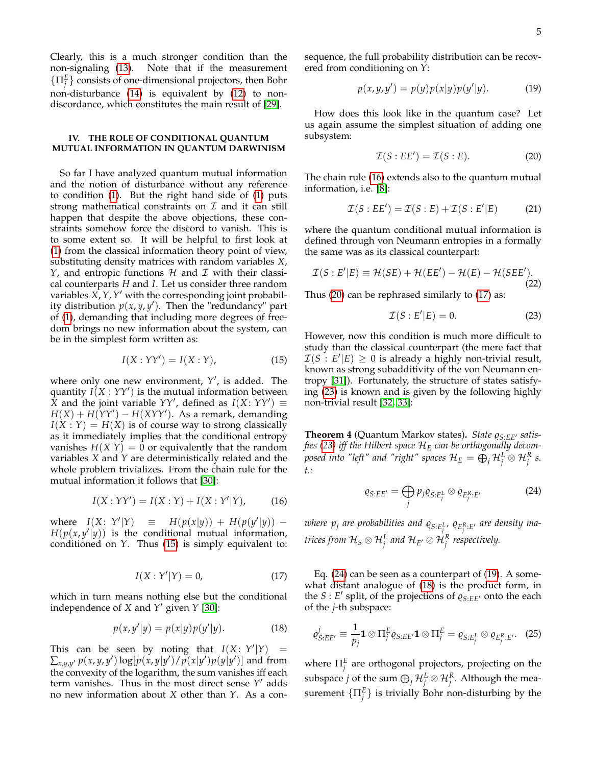Clearly, this is a much stronger condition than the non-signaling (13). Note that if the measurement $\{\Pi_j^E\}$ consists of one-dimensional projectors, then Bohr non-disturbance (14) is equivalent by (12) to non-discordance, which constitutes the main result of [29].

## IV. THE ROLE OF CONDITIONAL QUANTUM MUTUAL INFORMATION IN QUANTUM DARWINISM

So far I have analyzed quantum mutual information and the notion of disturbance without any reference to condition (1). But the right hand side of (1) puts strong mathematical constraints on $\mathcal{I}$ and it can still happen that despite the above objections, these constraints somehow force the discord to vanish. This is to some extent so. It will be helpful to first look at (1) from the classical information theory point of view, substituting density matrices with random variables $X$, $Y$, and entropic functions $\mathcal{H}$ and $\mathcal{I}$ with their classical counterparts $H$ and $I$. Let us consider three random variables $X, Y, Y'$ with the corresponding joint probability distribution $p(x, y, y')$. Then the "redundancy" part of (1), demanding that including more degrees of freedom brings no new information about the system, can be in the simplest form written as:

$$I(X : YY') = I(X : Y), \tag{15}$$

where only one new environment, $Y'$, is added. The quantity $I(X : YY')$ is the mutual information between $X$ and the joint variable $YY'$, defined as $I(X : YY') \equiv H(X) + H(YY') - H(XYY')$. As a remark, demanding $I(X : Y) = H(X)$ is of course way to strong classically as it immediately implies that the conditional entropy vanishes $H(X|Y) = 0$ or equivalently that the random variables $X$ and $Y$ are deterministically related and the whole problem trivializes. From the chain rule for the mutual information it follows that [30]:

$$I(X : YY') = I(X : Y) + I(X : Y'|Y), \tag{16}$$

where $I(X : Y'|Y) \equiv H(p(x|y)) + H(p(y'|y)) - H(p(x, y'|y))$ is the conditional mutual information, conditioned on $Y$. Thus (15) is simply equivalent to:

$$I(X : Y'|Y) = 0, \tag{17}$$

which in turn means nothing else but the conditional independence of $X$ and $Y'$ given $Y$ [30]:

$$p(x, y'|y) = p(x|y)p(y'|y). \tag{18}$$

This can be seen by noting that $I(X : Y'|Y) = \sum_{x,y,y'} p(x, y, y') \log[p(x, y|y')/p(x|y')p(y|y')]$ and from the convexity of the logarithm, the sum vanishes iff each term vanishes. Thus in the most direct sense $Y'$ adds no new information about $X$ other than $Y$. As a consequence, the full probability distribution can be recovered from conditioning on $Y$:

$$p(x, y, y') = p(y)p(x|y)p(y'|y). \tag{19}$$

How does this look like in the quantum case? Let us again assume the simplest situation of adding one subsystem:

$$\mathcal{I}(S : EE') = \mathcal{I}(S : E). \tag{20}$$

The chain rule (16) extends also to the quantum mutual information, i.e. [8]:

$$\mathcal{I}(S : EE') = \mathcal{I}(S : E) + \mathcal{I}(S : E'|E) \tag{21}$$

where the quantum conditional mutual information is defined through von Neumann entropies in a formally the same was as its classical counterpart:

$$\mathcal{I}(S : E'|E) \equiv \mathcal{H}(SE) + \mathcal{H}(EE') - \mathcal{H}(E) - \mathcal{H}(SEE'). \tag{22}$$

Thus (20) can be rephrased similarly to (17) as:

$$\mathcal{I}(S : E'|E) = 0. \tag{23}$$

However, now this condition is much more difficult to study than the classical counterpart (the mere fact that $\mathcal{I}(S : E'|E) \geq 0$ is already a highly non-trivial result, known as strong subadditivity of the von Neumann entropy [31]). Fortunately, the structure of states satisfying (23) is known and is given by the following highly non-trivial result [32, 33]:

**Theorem 4** (Quantum Markov states). *State $\varrho_{S:EE'}$ satisfies (23) iff the Hilbert space $\mathcal{H}_E$ can be orthogonally decomposed into "left" and "right" spaces $\mathcal{H}_E = \bigoplus_j \mathcal{H}_j^L \otimes \mathcal{H}_j^R$ s. t.:*

$$\varrho_{S:EE'} = \bigoplus_j p_j \varrho_{S:E_j^L} \otimes \varrho_{E_j^R:E'} \tag{24}$$

*where $p_j$ are probabilities and $\varrho_{S:E_j^L}$, $\varrho_{E_j^R:E'}$ are density matrices from $\mathcal{H}_S \otimes \mathcal{H}_j^L$ and $\mathcal{H}_{E'} \otimes \mathcal{H}_j^R$ respectively.*

Eq. (24) can be seen as a counterpart of (19). A somewhat distant analogue of (18) is the product form, in the $S : E'$ split, of the projections of $\varrho_{S:EE'}$ onto the each of the $j$-th subspace:

$$\varrho^j_{S:EE'} \equiv \frac{1}{p_j} \mathbf{1} \otimes \Pi_j^E \varrho_{S:EE'} \mathbf{1} \otimes \Pi_j^E = \varrho_{S:E_j^L} \otimes \varrho_{E_j^R:E'}. \tag{25}$$

where $\Pi_j^E$ are orthogonal projectors, projecting on the subspace $j$ of the sum $\bigoplus_j \mathcal{H}_j^L \otimes \mathcal{H}_j^R$. Although the measurement $\{\Pi_j^E\}$ is trivially Bohr non-disturbing by the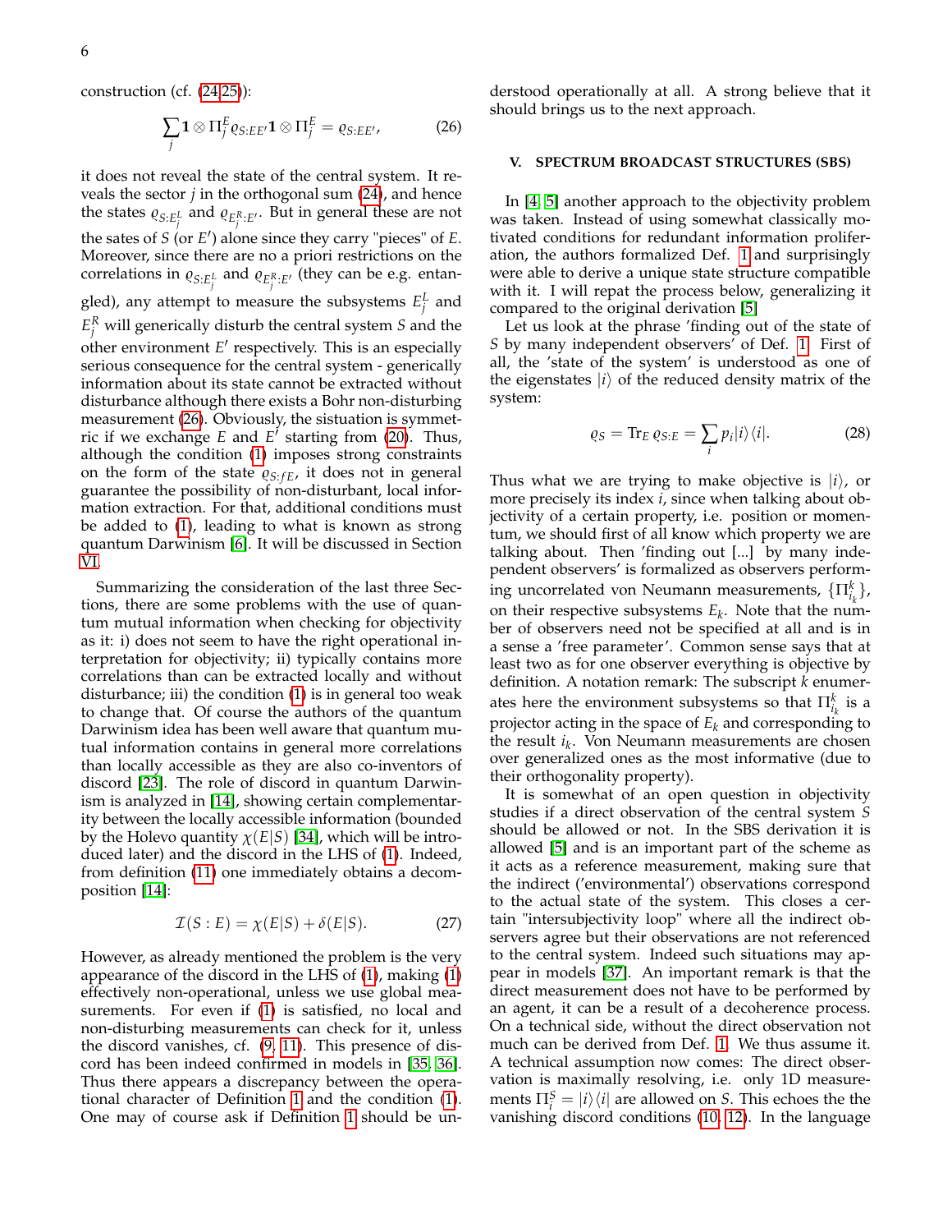construction (cf. (24,25)):

$$\sum_j \mathbf{1} \otimes \Pi_j^E \varrho_{S:EE'} \mathbf{1} \otimes \Pi_j^E = \varrho_{S:EE'}, \tag{26}$$

it does not reveal the state of the central system. It reveals the sector $j$ in the orthogonal sum (24), and hence the states $\varrho_{S:E_j^L}$ and $\varrho_{E_j^R:E'}$. But in general these are not the sates of $S$ (or $E'$) alone since they carry "pieces" of $E$. Moreover, since there are no a priori restrictions on the correlations in $\varrho_{S:E_j^L}$ and $\varrho_{E_j^R:E'}$ (they can be e.g. entangled), any attempt to measure the subsystems $E_j^L$ and $E_j^R$ will generically disturb the central system $S$ and the other environment $E'$ respectively. This is an especially serious consequence for the central system - generically information about its state cannot be extracted without disturbance although there exists a Bohr non-disturbing measurement (26). Obviously, the sisuation is symmetric if we exchange $E$ and $E'$ starting from (20). Thus, although the condition (1) imposes strong constraints on the form of the state $\varrho_{S:fE}$, it does not in general guarantee the possibility of non-disturbant, local information extraction. For that, additional conditions must be added to (1), leading to what is known as strong quantum Darwinism [6]. It will be discussed in Section VI.

Summarizing the consideration of the last three Sections, there are some problems with the use of quantum mutual information when checking for objectivity as it: i) does not seem to have the right operational interpretation for objectivity; ii) typically contains more correlations than can be extracted locally and without disturbance; iii) the condition (1) is in general too weak to change that. Of course the authors of the quantum Darwinism idea has been well aware that quantum mutual information contains in general more correlations than locally accessible as they are also co-inventors of discord [23]. The role of discord in quantum Darwinism is analyzed in [14], showing certain complementarity between the locally accessible information (bounded by the Holevo quantity $\chi(E|S)$ [34], which will be introduced later) and the discord in the LHS of (1). Indeed, from definition (11) one immediately obtains a decomposition [14]:

$$\mathcal{I}(S:E) = \chi(E|S) + \delta(E|S). \tag{27}$$

However, as already mentioned the problem is the very appearance of the discord in the LHS of (1), making (1) effectively non-operational, unless we use global measurements. For even if (1) is satisfied, no local and non-disturbing measurements can check for it, unless the discord vanishes, cf. (9, 11). This presence of discord has been indeed confirmed in models in [35, 36]. Thus there appears a discrepancy between the operational character of Definition 1 and the condition (1). One may of course ask if Definition 1 should be understood operationally at all. A strong believe that it should brings us to the next approach.

## V. SPECTRUM BROADCAST STRUCTURES (SBS)

In [4, 5] another approach to the objectivity problem was taken. Instead of using somewhat classically motivated conditions for redundant information proliferation, the authors formalized Def. 1 and surprisingly were able to derive a unique state structure compatible with it. I will repat the process below, generalizing it compared to the original derivation [5]

Let us look at the phrase 'finding out of the state of $S$ by many independent observers' of Def. 1. First of all, the 'state of the system' is understood as one of the eigenstates $|i\rangle$ of the reduced density matrix of the system:

$$\varrho_S = \mathrm{Tr}_E\, \varrho_{S:E} = \sum_i p_i |i\rangle\langle i|. \tag{28}$$

Thus what we are trying to make objective is $|i\rangle$, or more precisely its index $i$, since when talking about objectivity of a certain property, i.e. position or momentum, we should first of all know which property we are talking about. Then 'finding out [...] by many independent observers' is formalized as observers performing uncorrelated von Neumann measurements, $\{\Pi_{i_k}^k\}$, on their respective subsystems $E_k$. Note that the number of observers need not be specified at all and is in a sense a 'free parameter'. Common sense says that at least two as for one observer everything is objective by definition. A notation remark: The subscript $k$ enumerates here the environment subsystems so that $\Pi_{i_k}^k$ is a projector acting in the space of $E_k$ and corresponding to the result $i_k$. Von Neumann measurements are chosen over generalized ones as the most informative (due to their orthogonality property).

It is somewhat of an open question in objectivity studies if a direct observation of the central system $S$ should be allowed or not. In the SBS derivation it is allowed [5] and is an important part of the scheme as it acts as a reference measurement, making sure that the indirect ('environmental') observations correspond to the actual state of the system. This closes a certain "intersubjectivity loop" where all the indirect observers agree but their observations are not referenced to the central system. Indeed such situations may appear in models [37]. An important remark is that the direct measurement does not have to be performed by an agent, it can be a result of a decoherence process. On a technical side, without the direct observation not much can be derived from Def. 1. We thus assume it. A technical assumption now comes: The direct observation is maximally resolving, i.e. only 1D measurements $\Pi_i^S = |i\rangle\langle i|$ are allowed on $S$. This echoes the the vanishing discord conditions (10, 12). In the language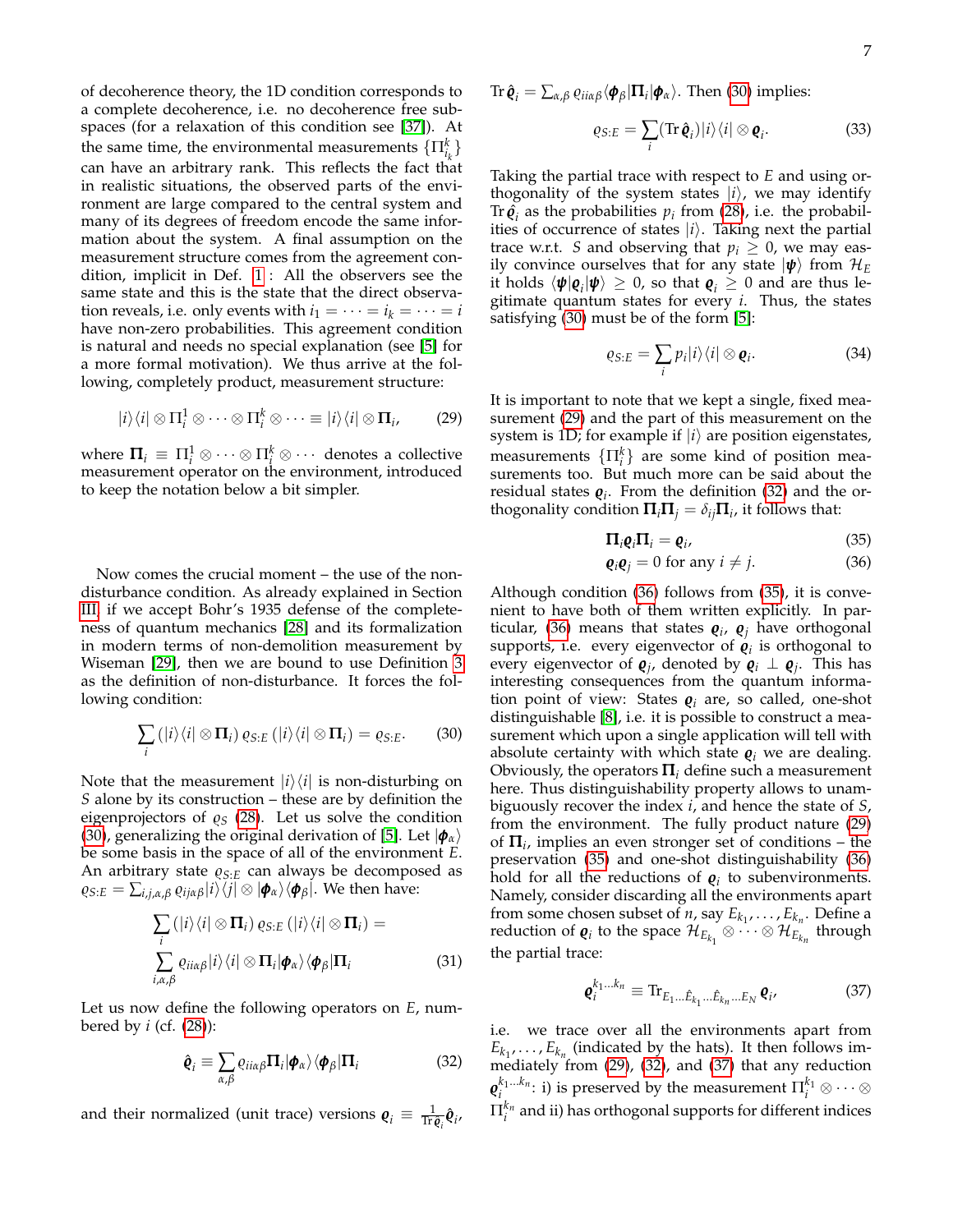of decoherence theory, the 1D condition corresponds to a complete decoherence, i.e. no decoherence free subspaces (for a relaxation of this condition see [37]). At the same time, the environmental measurements $\{\Pi^k_{i_k}\}$ can have an arbitrary rank. This reflects the fact that in realistic situations, the observed parts of the environment are large compared to the central system and many of its degrees of freedom encode the same information about the system. A final assumption on the measurement structure comes from the agreement condition, implicit in Def. 1: All the observers see the same state and this is the state that the direct observation reveals, i.e. only events with $i_1 = \cdots = i_k = \cdots = i$ have non-zero probabilities. This agreement condition is natural and needs no special explanation (see [5] for a more formal motivation). We thus arrive at the following, completely product, measurement structure:

$$|i\rangle\langle i| \otimes \Pi^1_i \otimes \cdots \otimes \Pi^k_i \otimes \cdots \equiv |i\rangle\langle i| \otimes \mathbf{\Pi}_i, \tag{29}$$

where $\mathbf{\Pi}_i \equiv \Pi^1_i \otimes \cdots \otimes \Pi^k_i \otimes \cdots$ denotes a collective measurement operator on the environment, introduced to keep the notation below a bit simpler.

Now comes the crucial moment – the use of the non-disturbance condition. As already explained in Section III, if we accept Bohr's 1935 defense of the completeness of quantum mechanics [28] and its formalization in modern terms of non-demolition measurement by Wiseman [29], then we are bound to use Definition 3 as the definition of non-disturbance. It forces the following condition:

$$\sum_i \left(|i\rangle\langle i| \otimes \mathbf{\Pi}_i\right) \varrho_{S:E} \left(|i\rangle\langle i| \otimes \mathbf{\Pi}_i\right) = \varrho_{S:E}. \tag{30}$$

Note that the measurement $|i\rangle\langle i|$ is non-disturbing on $S$ alone by its construction – these are by definition the eigenprojectors of $\varrho_S$ (28). Let us solve the condition (30), generalizing the original derivation of [5]. Let $|\boldsymbol{\phi}_\alpha\rangle$ be some basis in the space of all of the environment $E$. An arbitrary state $\varrho_{S:E}$ can always be decomposed as $\varrho_{S:E} = \sum_{i,j,\alpha,\beta} \varrho_{ij\alpha\beta} |i\rangle\langle j| \otimes |\boldsymbol{\phi}_\alpha\rangle\langle\boldsymbol{\phi}_\beta|$. We then have:

$$\sum_i \left(|i\rangle\langle i| \otimes \mathbf{\Pi}_i\right) \varrho_{S:E} \left(|i\rangle\langle i| \otimes \mathbf{\Pi}_i\right) = \sum_{i,\alpha,\beta} \varrho_{ii\alpha\beta} |i\rangle\langle i| \otimes \mathbf{\Pi}_i |\boldsymbol{\phi}_\alpha\rangle\langle\boldsymbol{\phi}_\beta| \mathbf{\Pi}_i \tag{31}$$

Let us now define the following operators on $E$, numbered by $i$ (cf. (28)):

$$\hat{\boldsymbol{\varrho}}_i \equiv \sum_{\alpha,\beta} \varrho_{ii\alpha\beta} \mathbf{\Pi}_i |\boldsymbol{\phi}_\alpha\rangle\langle\boldsymbol{\phi}_\beta| \mathbf{\Pi}_i \tag{32}$$

and their normalized (unit trace) versions $\boldsymbol{\varrho}_i \equiv \frac{1}{\mathrm{Tr}\,\hat{\boldsymbol{\varrho}}_i}\hat{\boldsymbol{\varrho}}_i$, $\mathrm{Tr}\,\hat{\boldsymbol{\varrho}}_i = \sum_{\alpha,\beta} \varrho_{ii\alpha\beta}\langle\boldsymbol{\phi}_\beta|\mathbf{\Pi}_i|\boldsymbol{\phi}_\alpha\rangle$. Then (30) implies:

$$\varrho_{S:E} = \sum_i (\mathrm{Tr}\,\hat{\boldsymbol{\varrho}}_i) |i\rangle\langle i| \otimes \boldsymbol{\varrho}_i. \tag{33}$$

Taking the partial trace with respect to $E$ and using orthogonality of the system states $|i\rangle$, we may identify $\mathrm{Tr}\,\hat{\boldsymbol{\varrho}}_i$ as the probabilities $p_i$ from (28), i.e. the probabilities of occurrence of states $|i\rangle$. Taking next the partial trace w.r.t. $S$ and observing that $p_i \geq 0$, we may easily convince ourselves that for any state $|\boldsymbol{\psi}\rangle$ from $\mathcal{H}_E$ it holds $\langle\boldsymbol{\psi}|\boldsymbol{\varrho}_i|\boldsymbol{\psi}\rangle \geq 0$, so that $\boldsymbol{\varrho}_i \geq 0$ and are thus legitimate quantum states for every $i$. Thus, the states satisfying (30) must be of the form [5]:

$$\varrho_{S:E} = \sum_i p_i |i\rangle\langle i| \otimes \boldsymbol{\varrho}_i. \tag{34}$$

It is important to note that we kept a single, fixed measurement (29) and the part of this measurement on the system is 1D; for example if $|i\rangle$ are position eigenstates, measurements $\{\Pi^k_i\}$ are some kind of position measurements too. But much more can be said about the residual states $\boldsymbol{\varrho}_i$. From the definition (32) and the orthogonality condition $\mathbf{\Pi}_i\mathbf{\Pi}_j = \delta_{ij}\mathbf{\Pi}_i$, it follows that:

$$\mathbf{\Pi}_i \boldsymbol{\varrho}_i \mathbf{\Pi}_i = \boldsymbol{\varrho}_i, \tag{35}$$

$$\boldsymbol{\varrho}_i \boldsymbol{\varrho}_j = 0 \text{ for any } i \neq j. \tag{36}$$

Although condition (36) follows from (35), it is convenient to have both of them written explicitly. In particular, (36) means that states $\boldsymbol{\varrho}_i$, $\boldsymbol{\varrho}_j$ have orthogonal supports, i.e. every eigenvector of $\boldsymbol{\varrho}_i$ is orthogonal to every eigenvector of $\boldsymbol{\varrho}_j$, denoted by $\boldsymbol{\varrho}_i \perp \boldsymbol{\varrho}_j$. This has interesting consequences from the quantum information point of view: States $\boldsymbol{\varrho}_i$ are, so called, one-shot distinguishable [8], i.e. it is possible to construct a measurement which upon a single application will tell with absolute certainty with which state $\boldsymbol{\varrho}_i$ we are dealing. Obviously, the operators $\mathbf{\Pi}_i$ define such a measurement here. Thus distinguishability property allows to unambiguously recover the index $i$, and hence the state of $S$, from the environment. The fully product nature (29) of $\mathbf{\Pi}_i$, implies an even stronger set of conditions – the preservation (35) and one-shot distinguishability (36) hold for all the reductions of $\boldsymbol{\varrho}_i$ to subenvironments. Namely, consider discarding all the environments apart from some chosen subset of $n$, say $E_{k_1}, \ldots, E_{k_n}$. Define a reduction of $\boldsymbol{\varrho}_i$ to the space $\mathcal{H}_{E_{k_1}} \otimes \cdots \otimes \mathcal{H}_{E_{k_n}}$ through the partial trace:

$$\boldsymbol{\varrho}_i^{k_1\ldots k_n} \equiv \mathrm{Tr}_{E_1\ldots\hat{E}_{k_1}\ldots\hat{E}_{k_n}\ldots E_N}\, \boldsymbol{\varrho}_i, \tag{37}$$

i.e. we trace over all the environments apart from $E_{k_1}, \ldots, E_{k_n}$ (indicated by the hats). It then follows immediately from (29), (32), and (37) that any reduction $\boldsymbol{\varrho}_i^{k_1\ldots k_n}$: i) is preserved by the measurement $\Pi^{k_1}_i \otimes \cdots \otimes \Pi^{k_n}_i$ and ii) has orthogonal supports for different indices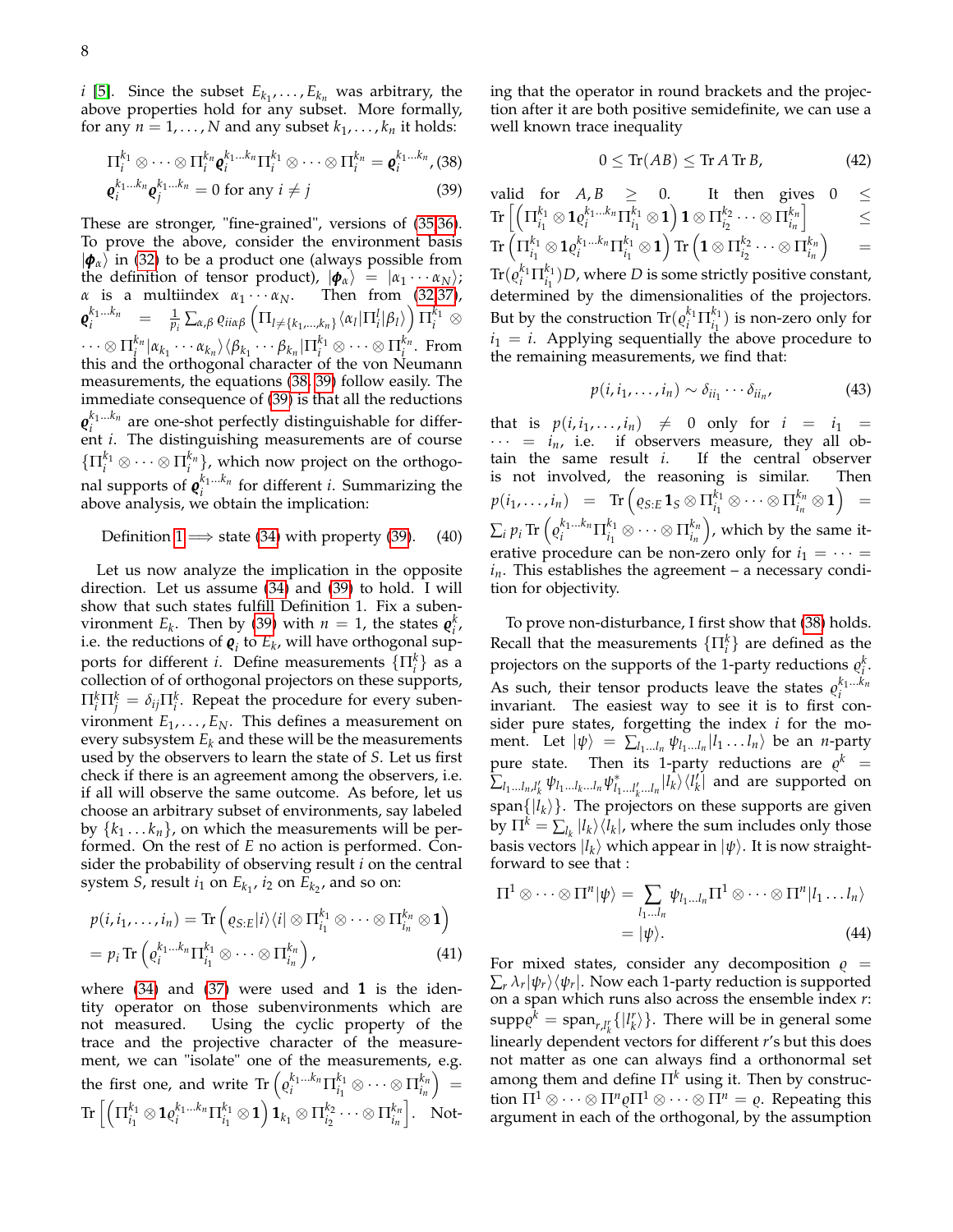$i$ [5]. Since the subset $E_{k_1}, \dots, E_{k_n}$ was arbitrary, the above properties hold for any subset. More formally, for any $n = 1, \dots, N$ and any subset $k_1, \dots, k_n$ it holds:

$$\Pi_i^{k_1} \otimes \cdots \otimes \Pi_i^{k_n} \boldsymbol{\varrho}_i^{k_1 \dots k_n} \Pi_i^{k_1} \otimes \cdots \otimes \Pi_i^{k_n} = \boldsymbol{\varrho}_i^{k_1 \dots k_n}, \tag{38}$$

$$\boldsymbol{\varrho}_i^{k_1 \dots k_n} \boldsymbol{\varrho}_j^{k_1 \dots k_n} = 0 \text{ for any } i \neq j \tag{39}$$

These are stronger, "fine-grained", versions of (35,36). To prove the above, consider the environment basis $|\boldsymbol{\phi}_\alpha\rangle$ in (32) to be a product one (always possible from the definition of tensor product), $|\boldsymbol{\phi}_\alpha\rangle = |\alpha_1 \cdots \alpha_N\rangle$; $\alpha$ is a multiindex $\alpha_1 \cdots \alpha_N$. Then from (32,37), $\boldsymbol{\varrho}_i^{k_1 \dots k_n} = \frac{1}{p_i} \sum_{\alpha, \beta} \varrho_{ii\alpha\beta} \left( \Pi_{l \neq \{k_1, \dots, k_n\}} \langle \alpha_l | \Pi_i^l | \beta_l \rangle \right) \Pi_i^{k_1} \otimes \cdots \otimes \Pi_i^{k_n} |\alpha_{k_1} \cdots \alpha_{k_n}\rangle \langle \beta_{k_1} \cdots \beta_{k_n} | \Pi_i^{k_1} \otimes \cdots \otimes \Pi_i^{k_n}$. From this and the orthogonal character of the von Neumann measurements, the equations (38, 39) follow easily. The immediate consequence of (39) is that all the reductions $\boldsymbol{\varrho}_i^{k_1 \dots k_n}$ are one-shot perfectly distinguishable for different $i$. The distinguishing measurements are of course $\{\Pi_i^{k_1} \otimes \cdots \otimes \Pi_i^{k_n}\}$, which now project on the orthogonal supports of $\boldsymbol{\varrho}_i^{k_1 \dots k_n}$ for different $i$. Summarizing the above analysis, we obtain the implication:

$$\text{Definition 1} \Longrightarrow \text{state (34) with property (39)}. \tag{40}$$

Let us now analyze the implication in the opposite direction. Let us assume (34) and (39) to hold. I will show that such states fulfill Definition 1. Fix a subenvironment $E_k$. Then by (39) with $n = 1$, the states $\boldsymbol{\varrho}_i^k$, i.e. the reductions of $\boldsymbol{\varrho}_i$ to $E_k$, will have orthogonal supports for different $i$. Define measurements $\{\Pi_i^k\}$ as a collection of of orthogonal projectors on these supports, $\Pi_i^k \Pi_j^k = \delta_{ij} \Pi_i^k$. Repeat the procedure for every subenvironment $E_1, \dots, E_N$. This defines a measurement on every subsystem $E_k$ and these will be the measurements used by the observers to learn the state of $S$. Let us first check if there is an agreement among the observers, i.e. if all will observe the same outcome. As before, let us choose an arbitrary subset of environments, say labeled by $\{k_1 \dots k_n\}$, on which the measurements will be performed. On the rest of $E$ no action is performed. Consider the probability of observing result $i$ on the central system $S$, result $i_1$ on $E_{k_1}$, $i_2$ on $E_{k_2}$, and so on:

$$p(i, i_1, \dots, i_n) = \mathrm{Tr}\left( \varrho_{S:E} |i\rangle\langle i| \otimes \Pi_{i_1}^{k_1} \otimes \cdots \otimes \Pi_{i_n}^{k_n} \otimes \mathbf{1} \right)$$
$$= p_i \, \mathrm{Tr}\left( \varrho_i^{k_1 \dots k_n} \Pi_{i_1}^{k_1} \otimes \cdots \otimes \Pi_{i_n}^{k_n} \right), \tag{41}$$

where (34) and (37) were used and $\mathbf{1}$ is the identity operator on those subenvironments which are not measured. Using the cyclic property of the trace and the projective character of the measurement, we can "isolate" one of the measurements, e.g. the first one, and write $\mathrm{Tr}\left( \varrho_i^{k_1 \dots k_n} \Pi_{i_1}^{k_1} \otimes \cdots \otimes \Pi_{i_n}^{k_n} \right) = \mathrm{Tr}\left[ \left( \Pi_{i_1}^{k_1} \otimes \mathbf{1} \varrho_i^{k_1 \dots k_n} \Pi_{i_1}^{k_1} \otimes \mathbf{1} \right) \mathbf{1}_{k_1} \otimes \Pi_{i_2}^{k_2} \cdots \otimes \Pi_{i_n}^{k_n} \right]$. Noting that the operator in round brackets and the projection after it are both positive semidefinite, we can use a well known trace inequality

$$0 \leq \mathrm{Tr}(AB) \leq \mathrm{Tr}\, A \, \mathrm{Tr}\, B, \tag{42}$$

valid for $A, B \geq 0$. It then gives $0 \leq \mathrm{Tr}\left[ \left( \Pi_{i_1}^{k_1} \otimes \mathbf{1} \varrho_i^{k_1 \dots k_n} \Pi_{i_1}^{k_1} \otimes \mathbf{1} \right) \mathbf{1} \otimes \Pi_{i_2}^{k_2} \cdots \otimes \Pi_{i_n}^{k_n} \right] \leq \mathrm{Tr}\left( \Pi_{i_1}^{k_1} \otimes \mathbf{1} \varrho_i^{k_1 \dots k_n} \Pi_{i_1}^{k_1} \otimes \mathbf{1} \right) \mathrm{Tr}\left( \mathbf{1} \otimes \Pi_{i_2}^{k_2} \cdots \otimes \Pi_{i_n}^{k_n} \right) = \mathrm{Tr}(\varrho_i^{k_1} \Pi_{i_1}^{k_1}) D$, where $D$ is some strictly positive constant, determined by the dimensionalities of the projectors. But by the construction $\mathrm{Tr}(\varrho_i^{k_1} \Pi_{i_1}^{k_1})$ is non-zero only for $i_1 = i$. Applying sequentially the above procedure to the remaining measurements, we find that:

$$p(i, i_1, \dots, i_n) \sim \delta_{ii_1} \cdots \delta_{ii_n}, \tag{43}$$

that is $p(i, i_1, \dots, i_n) \neq 0$ only for $i = i_1 = \cdots = i_n$, i.e. if observers measure, they all obtain the same result $i$. If the central observer is not involved, the reasoning is similar. Then $p(i_1, \dots, i_n) = \mathrm{Tr}\left( \varrho_{S:E} \mathbf{1}_S \otimes \Pi_{i_1}^{k_1} \otimes \cdots \otimes \Pi_{i_n}^{k_n} \otimes \mathbf{1} \right) = \sum_i p_i \, \mathrm{Tr}\left( \varrho_i^{k_1 \dots k_n} \Pi_{i_1}^{k_1} \otimes \cdots \otimes \Pi_{i_n}^{k_n} \right)$, which by the same iterative procedure can be non-zero only for $i_1 = \cdots = i_n$. This establishes the agreement – a necessary condition for objectivity.

To prove non-disturbance, I first show that (38) holds. Recall that the measurements $\{\Pi_i^k\}$ are defined as the projectors on the supports of the 1-party reductions $\varrho_i^k$. As such, their tensor products leave the states $\varrho_i^{k_1 \dots k_n}$ invariant. The easiest way to see it is to first consider pure states, forgetting the index $i$ for the moment. Let $|\psi\rangle = \sum_{l_1 \dots l_n} \psi_{l_1 \dots l_n} |l_1 \dots l_n\rangle$ be an $n$-party pure state. Then its 1-party reductions are $\varrho^k = \sum_{l_1 \dots l_n, l_k'} \psi_{l_1 \dots l_k \dots l_n} \psi^*_{l_1 \dots l_k' \dots l_n} |l_k\rangle\langle l_k'|$ and are supported on $\mathrm{span}\{|l_k\rangle\}$. The projectors on these supports are given by $\Pi^k = \sum_{l_k} |l_k\rangle\langle l_k|$, where the sum includes only those basis vectors $|l_k\rangle$ which appear in $|\psi\rangle$. It is now straightforward to see that :

$$\Pi^1 \otimes \cdots \otimes \Pi^n |\psi\rangle = \sum_{l_1 \dots l_n} \psi_{l_1 \dots l_n} \Pi^1 \otimes \cdots \otimes \Pi^n |l_1 \dots l_n\rangle$$
$$= |\psi\rangle. \tag{44}$$

For mixed states, consider any decomposition $\varrho = \sum_r \lambda_r |\psi_r\rangle\langle\psi_r|$. Now each 1-party reduction is supported on a span which runs also across the ensemble index $r$: $\mathrm{supp}\varrho^k = \mathrm{span}_{r, l_k^r}\{|l_k^r\rangle\}$. There will be in general some linearly dependent vectors for different $r$'s but this does not matter as one can always find a orthonormal set among them and define $\Pi^k$ using it. Then by construction $\Pi^1 \otimes \cdots \otimes \Pi^n \varrho \Pi^1 \otimes \cdots \otimes \Pi^n = \varrho$. Repeating this argument in each of the orthogonal, by the assumption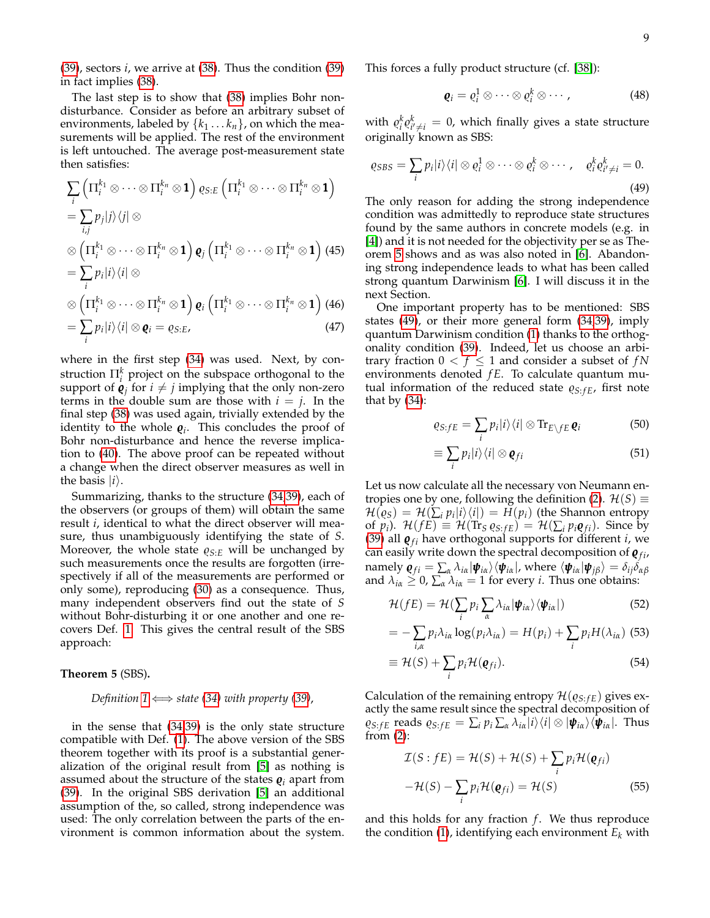(39), sectors $i$, we arrive at (38). Thus the condition (39) in fact implies (38).

The last step is to show that (38) implies Bohr non-disturbance. Consider as before an arbitrary subset of environments, labeled by $\{k_1 \dots k_n\}$, on which the measurements will be applied. The rest of the environment is left untouched. The average post-measurement state then satisfies:

$$\sum_i \left(\Pi_i^{k_1} \otimes \cdots \otimes \Pi_i^{k_n} \otimes \mathbf{1}\right) \varrho_{S:E} \left(\Pi_i^{k_1} \otimes \cdots \otimes \Pi_i^{k_n} \otimes \mathbf{1}\right)$$

$$= \sum_{i,j} p_j |j\rangle\langle j| \otimes$$

$$\otimes \left(\Pi_i^{k_1} \otimes \cdots \otimes \Pi_i^{k_n} \otimes \mathbf{1}\right) \boldsymbol{\varrho}_j \left(\Pi_i^{k_1} \otimes \cdots \otimes \Pi_i^{k_n} \otimes \mathbf{1}\right) \quad (45)$$

$$= \sum_i p_i |i\rangle\langle i| \otimes$$

$$\otimes \left(\Pi_i^{k_1} \otimes \cdots \otimes \Pi_i^{k_n} \otimes \mathbf{1}\right) \boldsymbol{\varrho}_i \left(\Pi_i^{k_1} \otimes \cdots \otimes \Pi_i^{k_n} \otimes \mathbf{1}\right) \quad (46)$$

$$= \sum_i p_i |i\rangle\langle i| \otimes \boldsymbol{\varrho}_i = \varrho_{S:E}, \quad (47)$$

where in the first step (34) was used. Next, by construction $\Pi_i^k$ project on the subspace orthogonal to the support of $\boldsymbol{\varrho}_j$ for $i \neq j$ implying that the only non-zero terms in the double sum are those with $i = j$. In the final step (38) was used again, trivially extended by the identity to the whole $\boldsymbol{\varrho}_i$. This concludes the proof of Bohr non-disturbance and hence the reverse implication to (40). The above proof can be repeated without a change when the direct observer measures as well in the basis $|i\rangle$.

Summarizing, thanks to the structure (34,39), each of the observers (or groups of them) will obtain the same result $i$, identical to what the direct observer will measure, thus unambiguously identifying the state of $S$. Moreover, the whole state $\varrho_{S:E}$ will be unchanged by such measurements once the results are forgotten (irrespectively if all of the measurements are performed or only some), reproducing (30) as a consequence. Thus, many independent observers find out the state of $S$ without Bohr-disturbing it or one another and one recovers Def. 1. This gives the central result of the SBS approach:

**Theorem 5** (SBS)**.**

*Definition 1* $\Longleftrightarrow$ *state (34) with property (39),*

in the sense that (34,39) is the only state structure compatible with Def. (1). The above version of the SBS theorem together with its proof is a substantial generalization of the original result from [5] as nothing is assumed about the structure of the states $\boldsymbol{\varrho}_i$ apart from (39). In the original SBS derivation [5] an additional assumption of the, so called, strong independence was used: The only correlation between the parts of the environment is common information about the system. This forces a fully product structure (cf. [38]):

$$\boldsymbol{\varrho}_i = \varrho_i^1 \otimes \cdots \otimes \varrho_i^k \otimes \cdots, \quad (48)$$

with $\varrho_i^k \varrho_{i' \neq i}^k = 0$, which finally gives a state structure originally known as SBS:

$$\varrho_{SBS} = \sum_i p_i |i\rangle\langle i| \otimes \varrho_i^1 \otimes \cdots \otimes \varrho_i^k \otimes \cdots, \quad \varrho_i^k \varrho_{i' \neq i}^k = 0. \quad (49)$$

The only reason for adding the strong independence condition was admittedly to reproduce state structures found by the same authors in concrete models (e.g. in [4]) and it is not needed for the objectivity per se as Theorem 5 shows and as was also noted in [6]. Abandoning strong independence leads to what has been called strong quantum Darwinism [6]. I will discuss it in the next Section.

One important property has to be mentioned: SBS states (49), or their more general form (34,39), imply quantum Darwinism condition (1) thanks to the orthogonality condition (39). Indeed, let us choose an arbitrary fraction $0 < f \leq 1$ and consider a subset of $fN$ environments denoted $fE$. To calculate quantum mutual information of the reduced state $\varrho_{S:fE}$, first note that by (34):

$$\varrho_{S:fE} = \sum_i p_i |i\rangle\langle i| \otimes \mathrm{Tr}_{E \setminus fE}\, \boldsymbol{\varrho}_i \quad (50)$$

$$\equiv \sum_i p_i |i\rangle\langle i| \otimes \boldsymbol{\varrho}_{fi} \quad (51)$$

Let us now calculate all the necessary von Neumann entropies one by one, following the definition (2). $\mathcal{H}(S) \equiv \mathcal{H}(\varrho_S) = \mathcal{H}(\sum_i p_i |i\rangle\langle i|) = H(p_i)$ (the Shannon entropy of $p_i$). $\mathcal{H}(fE) \equiv \mathcal{H}(\mathrm{Tr}_S\, \varrho_{S:fE}) = \mathcal{H}(\sum_i p_i \boldsymbol{\varrho}_{fi})$. Since by (39) all $\boldsymbol{\varrho}_{fi}$ have orthogonal supports for different $i$, we can easily write down the spectral decomposition of $\boldsymbol{\varrho}_{fi}$, namely $\boldsymbol{\varrho}_{fi} = \sum_\alpha \lambda_{i\alpha} |\boldsymbol{\psi}_{i\alpha}\rangle\langle \boldsymbol{\psi}_{i\alpha}|$, where $\langle \boldsymbol{\psi}_{i\alpha} | \boldsymbol{\psi}_{j\beta}\rangle = \delta_{ij}\delta_{\alpha\beta}$ and $\lambda_{i\alpha} \geq 0$, $\sum_\alpha \lambda_{i\alpha} = 1$ for every $i$. Thus one obtains:

$$\mathcal{H}(fE) = \mathcal{H}(\sum_i p_i \sum_\alpha \lambda_{i\alpha} |\boldsymbol{\psi}_{i\alpha}\rangle\langle \boldsymbol{\psi}_{i\alpha}|) \quad (52)$$

$$= -\sum_{i,\alpha} p_i \lambda_{i\alpha} \log(p_i \lambda_{i\alpha}) = H(p_i) + \sum_i p_i H(\lambda_{i\alpha}) \quad (53)$$

$$\equiv \mathcal{H}(S) + \sum_i p_i \mathcal{H}(\boldsymbol{\varrho}_{fi}). \quad (54)$$

Calculation of the remaining entropy $\mathcal{H}(\varrho_{S:fE})$ gives exactly the same result since the spectral decomposition of $\varrho_{S:fE}$ reads $\varrho_{S:fE} = \sum_i p_i \sum_\alpha \lambda_{i\alpha} |i\rangle\langle i| \otimes |\boldsymbol{\psi}_{i\alpha}\rangle\langle \boldsymbol{\psi}_{i\alpha}|$. Thus from (2):

$$\mathcal{I}(S : fE) = \mathcal{H}(S) + \mathcal{H}(S) + \sum_i p_i \mathcal{H}(\boldsymbol{\varrho}_{fi})$$

$$-\mathcal{H}(S) - \sum_i p_i \mathcal{H}(\boldsymbol{\varrho}_{fi}) = \mathcal{H}(S) \quad (55)$$

and this holds for any fraction $f$. We thus reproduce the condition (1), identifying each environment $E_k$ with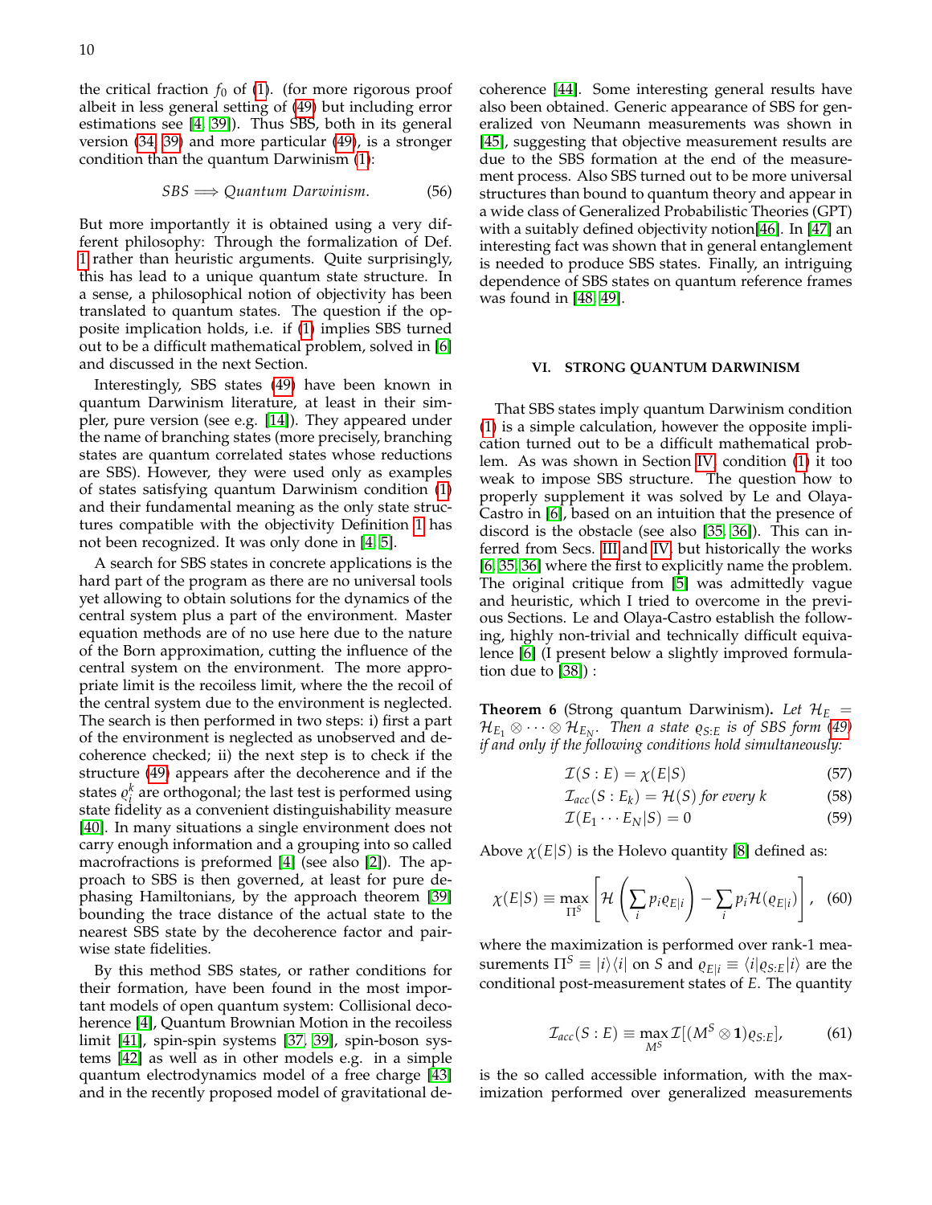the critical fraction $f_0$ of (1). (for more rigorous proof albeit in less general setting of (49) but including error estimations see [4, 39]). Thus SBS, both in its general version (34, 39) and more particular (49), is a stronger condition than the quantum Darwinism (1):

$$SBS \Longrightarrow Quantum\ Darwinism. \tag{56}$$

But more importantly it is obtained using a very different philosophy: Through the formalization of Def. 1 rather than heuristic arguments. Quite surprisingly, this has lead to a unique quantum state structure. In a sense, a philosophical notion of objectivity has been translated to quantum states. The question if the opposite implication holds, i.e. if (1) implies SBS turned out to be a difficult mathematical problem, solved in [6] and discussed in the next Section.

Interestingly, SBS states (49) have been known in quantum Darwinism literature, at least in their simpler, pure version (see e.g. [14]). They appeared under the name of branching states (more precisely, branching states are quantum correlated states whose reductions are SBS). However, they were used only as examples of states satisfying quantum Darwinism condition (1) and their fundamental meaning as the only state structures compatible with the objectivity Definition 1 has not been recognized. It was only done in [4, 5].

A search for SBS states in concrete applications is the hard part of the program as there are no universal tools yet allowing to obtain solutions for the dynamics of the central system plus a part of the environment. Master equation methods are of no use here due to the nature of the Born approximation, cutting the influence of the central system on the environment. The more appropriate limit is the recoiless limit, where the the recoil of the central system due to the environment is neglected. The search is then performed in two steps: i) first a part of the environment is neglected as unobserved and decoherence checked; ii) the next step is to check if the structure (49) appears after the decoherence and if the states $\varrho_i^k$ are orthogonal; the last test is performed using state fidelity as a convenient distinguishability measure [40]. In many situations a single environment does not carry enough information and a grouping into so called macrofractions is preformed [4] (see also [2]). The approach to SBS is then governed, at least for pure dephasing Hamiltonians, by the approach theorem [39] bounding the trace distance of the actual state to the nearest SBS state by the decoherence factor and pairwise state fidelities.

By this method SBS states, or rather conditions for their formation, have been found in the most important models of open quantum system: Collisional decoherence [4], Quantum Brownian Motion in the recoiless limit [41], spin-spin systems [37, 39], spin-boson systems [42] as well as in other models e.g. in a simple quantum electrodynamics model of a free charge [43] and in the recently proposed model of gravitational decoherence [44]. Some interesting general results have also been obtained. Generic appearance of SBS for generalized von Neumann measurements was shown in [45], suggesting that objective measurement results are due to the SBS formation at the end of the measurement process. Also SBS turned out to be more universal structures than bound to quantum theory and appear in a wide class of Generalized Probabilistic Theories (GPT) with a suitably defined objectivity notion[46]. In [47] an interesting fact was shown that in general entanglement is needed to produce SBS states. Finally, an intriguing dependence of SBS states on quantum reference frames was found in [48, 49].

## VI. STRONG QUANTUM DARWINISM

That SBS states imply quantum Darwinism condition (1) is a simple calculation, however the opposite implication turned out to be a difficult mathematical problem. As was shown in Section IV, condition (1) it too weak to impose SBS structure. The question how to properly supplement it was solved by Le and Olaya-Castro in [6], based on an intuition that the presence of discord is the obstacle (see also [35, 36]). This can inferred from Secs. III and IV, but historically the works [6, 35, 36] where the first to explicitly name the problem. The original critique from [5] was admittedly vague and heuristic, which I tried to overcome in the previous Sections. Le and Olaya-Castro establish the following, highly non-trivial and technically difficult equivalence [6] (I present below a slightly improved formulation due to [38]) :

**Theorem 6** (Strong quantum Darwinism). *Let $\mathcal{H}_E = \mathcal{H}_{E_1} \otimes \cdots \otimes \mathcal{H}_{E_N}$. Then a state $\varrho_{S:E}$ is of SBS form (49) if and only if the following conditions hold simultaneously:*

$$\mathcal{I}(S:E) = \chi(E|S) \tag{57}$$

$$\mathcal{I}_{acc}(S:E_k) = \mathcal{H}(S) \text{ for every } k \tag{58}$$

$$\mathcal{I}(E_1 \cdots E_N|S) = 0 \tag{59}$$

Above $\chi(E|S)$ is the Holevo quantity [8] defined as:

$$\chi(E|S) \equiv \max_{\Pi^S} \left[ \mathcal{H}\left(\sum_i p_i \varrho_{E|i}\right) - \sum_i p_i \mathcal{H}(\varrho_{E|i}) \right], \tag{60}$$

where the maximization is performed over rank-1 measurements $\Pi^S \equiv |i\rangle\langle i|$ on $S$ and $\varrho_{E|i} \equiv \langle i|\varrho_{S:E}|i\rangle$ are the conditional post-measurement states of $E$. The quantity

$$\mathcal{I}_{acc}(S:E) \equiv \max_{M^S} \mathcal{I}[(M^S \otimes \mathbf{1})\varrho_{S:E}], \tag{61}$$

is the so called accessible information, with the maximization performed over generalized measurements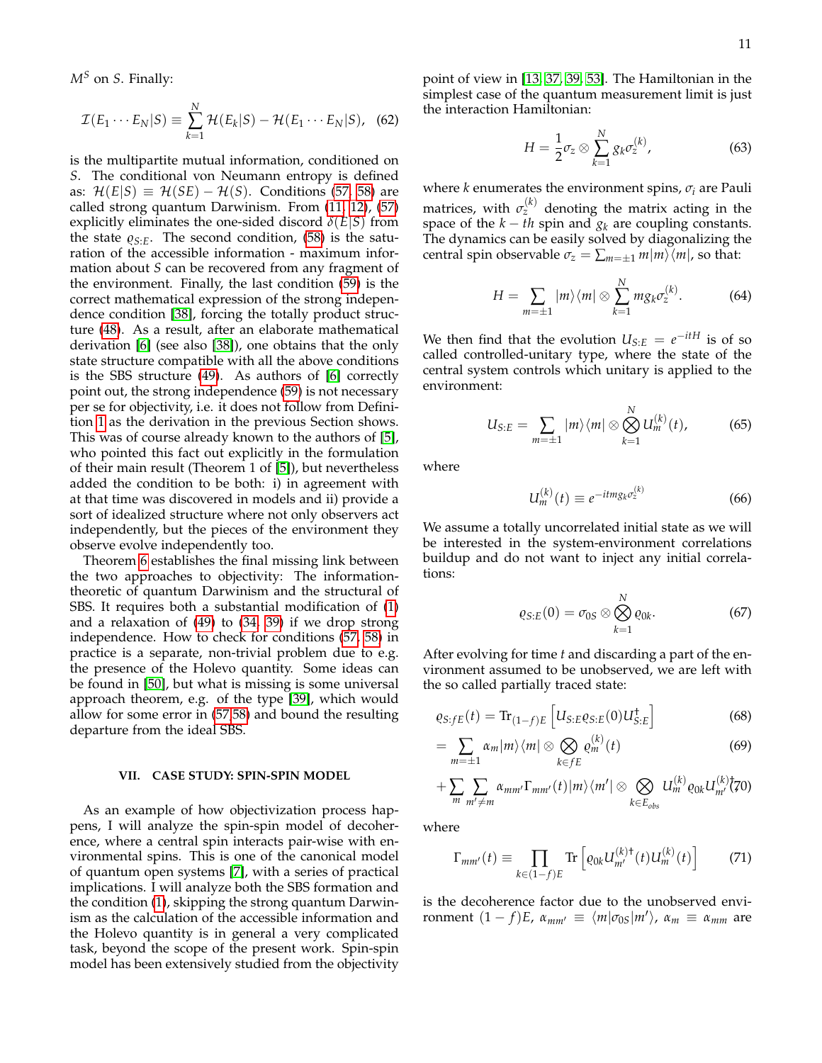$M^S$ on $S$. Finally:

$$\mathcal{I}(E_1 \cdots E_N|S) \equiv \sum_{k=1}^{N} \mathcal{H}(E_k|S) - \mathcal{H}(E_1 \cdots E_N|S), \quad (62)$$

is the multipartite mutual information, conditioned on $S$. The conditional von Neumann entropy is defined as: $\mathcal{H}(E|S) \equiv \mathcal{H}(SE) - \mathcal{H}(S)$. Conditions (57, 58) are called strong quantum Darwinism. From (11, 12), (57) explicitly eliminates the one-sided discord $\delta(E|S)$ from the state $\varrho_{S:E}$. The second condition, (58) is the saturation of the accessible information - maximum information about $S$ can be recovered from any fragment of the environment. Finally, the last condition (59) is the correct mathematical expression of the strong independence condition [38], forcing the totally product structure (48). As a result, after an elaborate mathematical derivation [6] (see also [38]), one obtains that the only state structure compatible with all the above conditions is the SBS structure (49). As authors of [6] correctly point out, the strong independence (59) is not necessary per se for objectivity, i.e. it does not follow from Definition 1 as the derivation in the previous Section shows. This was of course already known to the authors of [5], who pointed this fact out explicitly in the formulation of their main result (Theorem 1 of [5]), but nevertheless added the condition to be both: i) in agreement with at that time was discovered in models and ii) provide a sort of idealized structure where not only observers act independently, but the pieces of the environment they observe evolve independently too.

Theorem 6 establishes the final missing link between the two approaches to objectivity: The information-theoretic of quantum Darwinism and the structural of SBS. It requires both a substantial modification of (1) and a relaxation of (49) to (34, 39) if we drop strong independence. How to check for conditions (57, 58) in practice is a separate, non-trivial problem due to e.g. the presence of the Holevo quantity. Some ideas can be found in [50], but what is missing is some universal approach theorem, e.g. of the type [39], which would allow for some error in (57,58) and bound the resulting departure from the ideal SBS.

## VII. CASE STUDY: SPIN-SPIN MODEL

As an example of how objectivization process happens, I will analyze the spin-spin model of decoherence, where a central spin interacts pair-wise with environmental spins. This is one of the canonical model of quantum open systems [7], with a series of practical implications. I will analyze both the SBS formation and the condition (1), skipping the strong quantum Darwinism as the calculation of the accessible information and the Holevo quantity is in general a very complicated task, beyond the scope of the present work. Spin-spin model has been extensively studied from the objectivity point of view in [13, 37, 39, 53]. The Hamiltonian in the simplest case of the quantum measurement limit is just the interaction Hamiltonian:

$$H = \frac{1}{2}\sigma_z \otimes \sum_{k=1}^{N} g_k \sigma_z^{(k)}, \quad (63)$$

where $k$ enumerates the environment spins, $\sigma_i$ are Pauli matrices, with $\sigma_z^{(k)}$ denoting the matrix acting in the space of the $k-th$ spin and $g_k$ are coupling constants. The dynamics can be easily solved by diagonalizing the central spin observable $\sigma_z = \sum_{m=\pm 1} m|m\rangle\langle m|$, so that:

$$H = \sum_{m=\pm 1} |m\rangle\langle m| \otimes \sum_{k=1}^{N} m g_k \sigma_z^{(k)}. \quad (64)$$

We then find that the evolution $U_{S:E} = e^{-itH}$ is of so called controlled-unitary type, where the state of the central system controls which unitary is applied to the environment:

$$U_{S:E} = \sum_{m=\pm 1} |m\rangle\langle m| \otimes \bigotimes_{k=1}^{N} U_m^{(k)}(t), \quad (65)$$

where

$$U_m^{(k)}(t) \equiv e^{-itmg_k\sigma_z^{(k)}} \quad (66)$$

We assume a totally uncorrelated initial state as we will be interested in the system-environment correlations buildup and do not want to inject any initial correlations:

$$\varrho_{S:E}(0) = \sigma_{0S} \otimes \bigotimes_{k=1}^{N} \varrho_{0k}. \quad (67)$$

After evolving for time $t$ and discarding a part of the environment assumed to be unobserved, we are left with the so called partially traced state:

$$\varrho_{S:fE}(t) = \mathrm{Tr}_{(1-f)E}\left[U_{S:E}\varrho_{S:E}(0)U_{S:E}^{\dagger}\right] \quad (68)$$

$$= \sum_{m=\pm 1} \alpha_m |m\rangle\langle m| \otimes \bigotimes_{k\in fE} \varrho_m^{(k)}(t) \quad (69)$$

$$+ \sum_{m} \sum_{m'\neq m} \alpha_{mm'}\Gamma_{mm'}(t)|m\rangle\langle m'| \otimes \bigotimes_{k\in E_{obs}} U_m^{(k)}\varrho_{0k}U_{m'}^{(k)\dagger} \quad (70)$$

where

$$\Gamma_{mm'}(t) \equiv \prod_{k\in(1-f)E} \mathrm{Tr}\left[\varrho_{0k}U_{m'}^{(k)\dagger}(t)U_m^{(k)}(t)\right] \quad (71)$$

is the decoherence factor due to the unobserved environment $(1-f)E$, $\alpha_{mm'} \equiv \langle m|\sigma_{0S}|m'\rangle$, $\alpha_m \equiv \alpha_{mm}$ are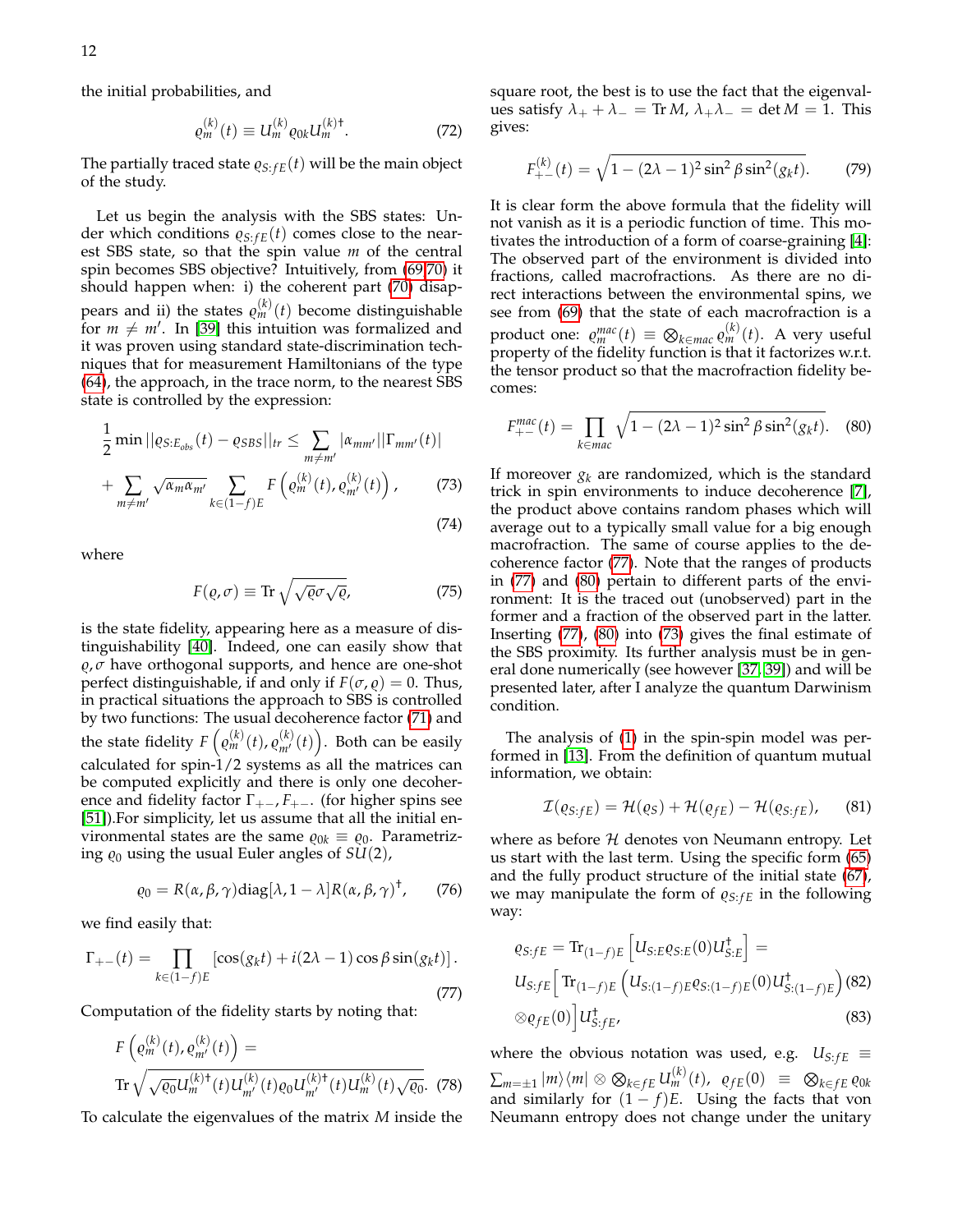the initial probabilities, and

$$\varrho_m^{(k)}(t) \equiv U_m^{(k)} \varrho_{0k} U_m^{(k)\dagger}. \tag{72}$$

The partially traced state $\varrho_{S:fE}(t)$ will be the main object of the study.

Let us begin the analysis with the SBS states: Under which conditions $\varrho_{S:fE}(t)$ comes close to the nearest SBS state, so that the spin value $m$ of the central spin becomes SBS objective? Intuitively, from (69,70) it should happen when: i) the coherent part (70) disappears and ii) the states $\varrho_m^{(k)}(t)$ become distinguishable for $m \neq m'$. In [39] this intuition was formalized and it was proven using standard state-discrimination techniques that for measurement Hamiltonians of the type (64), the approach, in the trace norm, to the nearest SBS state is controlled by the expression:

$$\frac{1}{2} \min ||\varrho_{S:E_{obs}}(t) - \varrho_{SBS}||_{tr} \leq \sum_{m \neq m'} |\alpha_{mm'}||\Gamma_{mm'}(t)| \tag{73}$$

$$+ \sum_{m \neq m'} \sqrt{\alpha_m \alpha_{m'}} \sum_{k \in (1-f)E} F\left(\varrho_m^{(k)}(t), \varrho_{m'}^{(k)}(t)\right), \tag{74}$$

where

$$F(\varrho, \sigma) \equiv \mathrm{Tr}\sqrt{\sqrt{\varrho}\sigma\sqrt{\varrho}}, \tag{75}$$

is the state fidelity, appearing here as a measure of distinguishability [40]. Indeed, one can easily show that $\varrho, \sigma$ have orthogonal supports, and hence are one-shot perfect distinguishable, if and only if $F(\sigma, \varrho) = 0$. Thus, in practical situations the approach to SBS is controlled by two functions: The usual decoherence factor (71) and the state fidelity $F\left(\varrho_m^{(k)}(t), \varrho_{m'}^{(k)}(t)\right)$. Both can be easily calculated for spin-1/2 systems as all the matrices can be computed explicitly and there is only one decoherence and fidelity factor $\Gamma_{+-}, F_{+-}$. (for higher spins see [51]).For simplicity, let us assume that all the initial environmental states are the same $\varrho_{0k} \equiv \varrho_0$. Parametrizing $\varrho_0$ using the usual Euler angles of $SU(2)$,

$$\varrho_0 = R(\alpha, \beta, \gamma)\mathrm{diag}[\lambda, 1-\lambda]R(\alpha, \beta, \gamma)^\dagger, \tag{76}$$

we find easily that:

$$\Gamma_{+-}(t) = \prod_{k \in (1-f)E} \left[\cos(g_k t) + i(2\lambda - 1)\cos\beta \sin(g_k t)\right]. \tag{77}$$

Computation of the fidelity starts by noting that:

$$F\left(\varrho_m^{(k)}(t), \varrho_{m'}^{(k)}(t)\right) = \mathrm{Tr}\sqrt{\sqrt{\varrho_0} U_m^{(k)\dagger}(t) U_{m'}^{(k)}(t) \varrho_0 U_{m'}^{(k)\dagger}(t) U_m^{(k)}(t) \sqrt{\varrho_0}}. \tag{78}$$

To calculate the eigenvalues of the matrix $M$ inside the square root, the best is to use the fact that the eigenvalues satisfy $\lambda_+ + \lambda_- = \mathrm{Tr}\, M$, $\lambda_+ \lambda_- = \det M = 1$. This gives:

$$F_{+-}^{(k)}(t) = \sqrt{1 - (2\lambda - 1)^2 \sin^2\beta \sin^2(g_k t)}. \tag{79}$$

It is clear form the above formula that the fidelity will not vanish as it is a periodic function of time. This motivates the introduction of a form of coarse-graining [4]: The observed part of the environment is divided into fractions, called macrofractions. As there are no direct interactions between the environmental spins, we see from (69) that the state of each macrofraction is a product one: $\varrho_m^{mac}(t) \equiv \otimes_{k \in mac} \varrho_m^{(k)}(t)$. A very useful property of the fidelity function is that it factorizes w.r.t. the tensor product so that the macrofraction fidelity becomes:

$$F_{+-}^{mac}(t) = \prod_{k \in mac} \sqrt{1 - (2\lambda - 1)^2 \sin^2\beta \sin^2(g_k t)}. \tag{80}$$

If moreover $g_k$ are randomized, which is the standard trick in spin environments to induce decoherence [7], the product above contains random phases which will average out to a typically small value for a big enough macrofraction. The same of course applies to the decoherence factor (77). Note that the ranges of products in (77) and (80) pertain to different parts of the environment: It is the traced out (unobserved) part in the former and a fraction of the observed part in the latter. Inserting (77), (80) into (73) gives the final estimate of the SBS proximity. Its further analysis must be in general done numerically (see however [37, 39]) and will be presented later, after I analyze the quantum Darwinism condition.

The analysis of (1) in the spin-spin model was performed in [13]. From the definition of quantum mutual information, we obtain:

$$\mathcal{I}(\varrho_{S:fE}) = \mathcal{H}(\varrho_S) + \mathcal{H}(\varrho_{fE}) - \mathcal{H}(\varrho_{S:fE}), \tag{81}$$

where as before $\mathcal{H}$ denotes von Neumann entropy. Let us start with the last term. Using the specific form (65) and the fully product structure of the initial state (67), we may manipulate the form of $\varrho_{S:fE}$ in the following way:

$$\varrho_{S:fE} = \mathrm{Tr}_{(1-f)E}\left[U_{S:E}\varrho_{S:E}(0)U_{S:E}^\dagger\right] =$$

$$U_{S:fE}\Big[\mathrm{Tr}_{(1-f)E}\left(U_{S:(1-f)E}\varrho_{S:(1-f)E}(0)U_{S:(1-f)E}^\dagger\right) \tag{82}$$

$$\otimes \varrho_{fE}(0)\Big]U_{S:fE}^\dagger, \tag{83}$$

where the obvious notation was used, e.g. $U_{S:fE} \equiv \sum_{m=\pm 1}|m\rangle\langle m| \otimes \otimes_{k \in fE} U_m^{(k)}(t)$, $\varrho_{fE}(0) \equiv \otimes_{k \in fE}\varrho_{0k}$ and similarly for $(1-f)E$. Using the facts that von Neumann entropy does not change under the unitary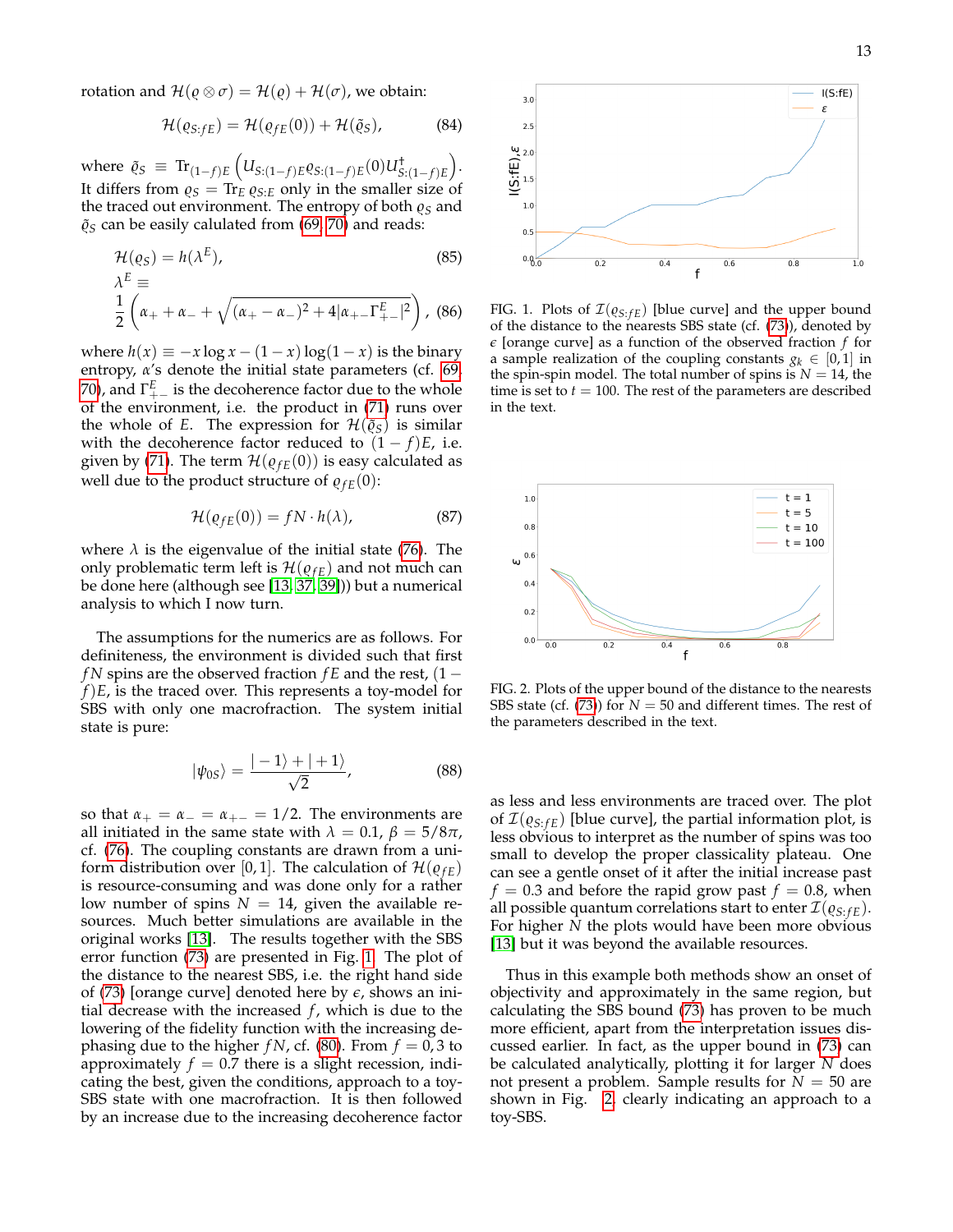rotation and $\mathcal{H}(\varrho \otimes \sigma) = \mathcal{H}(\varrho) + \mathcal{H}(\sigma)$, we obtain:

$$\mathcal{H}(\varrho_{S:fE}) = \mathcal{H}(\varrho_{fE}(0)) + \mathcal{H}(\tilde{\varrho}_S), \tag{84}$$

where $\tilde{\varrho}_S \equiv \mathrm{Tr}_{(1-f)E}\left(U_{S:(1-f)E}\varrho_{S:(1-f)E}(0)U^\dagger_{S:(1-f)E}\right)$. It differs from $\varrho_S = \mathrm{Tr}_E\, \varrho_{S:E}$ only in the smaller size of the traced out environment. The entropy of both $\varrho_S$ and $\tilde{\varrho}_S$ can be easily calulated from (69, 70) and reads:

$$\mathcal{H}(\varrho_S) = h(\lambda^E), \tag{85}$$

$$\lambda^E \equiv \frac{1}{2}\left(\alpha_+ + \alpha_- + \sqrt{(\alpha_+ - \alpha_-)^2 + 4|\alpha_{+-}\Gamma^E_{+-}|^2}\right), \tag{86}$$

where $h(x) \equiv -x\log x - (1-x)\log(1-x)$ is the binary entropy, $\alpha$'s denote the initial state parameters (cf. [69, 70]), and $\Gamma^E_{+-}$ is the decoherence factor due to the whole of the environment, i.e. the product in (71) runs over the whole of $E$. The expression for $\mathcal{H}(\tilde{\varrho}_S)$ is similar with the decoherence factor reduced to $(1-f)E$, i.e. given by (71). The term $\mathcal{H}(\varrho_{fE}(0))$ is easy calculated as well due to the product structure of $\varrho_{fE}(0)$:

$$\mathcal{H}(\varrho_{fE}(0)) = fN \cdot h(\lambda), \tag{87}$$

where $\lambda$ is the eigenvalue of the initial state (76). The only problematic term left is $\mathcal{H}(\varrho_{fE})$ and not much can be done here (although see [13, 37, 39])) but a numerical analysis to which I now turn.

The assumptions for the numerics are as follows. For definiteness, the environment is divided such that first $fN$ spins are the observed fraction $fE$ and the rest, $(1-f)E$, is the traced over. This represents a toy-model for SBS with only one macrofraction. The system initial state is pure:

$$|\psi_{0S}\rangle = \frac{|-1\rangle + |+1\rangle}{\sqrt{2}}, \tag{88}$$

so that $\alpha_+ = \alpha_- = \alpha_{+-} = 1/2$. The environments are all initiated in the same state with $\lambda = 0.1$, $\beta = 5/8\pi$, cf. (76). The coupling constants are drawn from a uniform distribution over $[0,1]$. The calculation of $\mathcal{H}(\varrho_{fE})$ is resource-consuming and was done only for a rather low number of spins $N = 14$, given the available resources. Much better simulations are available in the original works [13]. The results together with the SBS error function (73) are presented in Fig. 1. The plot of the distance to the nearest SBS, i.e. the right hand side of (73) [orange curve] denoted here by $\epsilon$, shows an initial decrease with the increased $f$, which is due to the lowering of the fidelity function with the increasing dephasing due to the higher $fN$, cf. (80). From $f = 0,3$ to approximately $f = 0.7$ there is a slight recession, indicating the best, given the conditions, approach to a toy-SBS state with one macrofraction. It is then followed by an increase due to the increasing decoherence factor

FIG. 1. Plots of $\mathcal{I}(\varrho_{S:fE})$ [blue curve] and the upper bound of the distance to the nearests SBS state (cf. (73)), denoted by $\epsilon$ [orange curve] as a function of the observed fraction $f$ for a sample realization of the coupling constants $g_k \in [0,1]$ in the spin-spin model. The total number of spins is $N = 14$, the time is set to $t = 100$. The rest of the parameters are described in the text.

FIG. 2. Plots of the upper bound of the distance to the nearests SBS state (cf. (73)) for $N = 50$ and different times. The rest of the parameters described in the text.

as less and less environments are traced over. The plot of $\mathcal{I}(\varrho_{S:fE})$ [blue curve], the partial information plot, is less obvious to interpret as the number of spins was too small to develop the proper classicality plateau. One can see a gentle onset of it after the initial increase past $f = 0.3$ and before the rapid grow past $f = 0.8$, when all possible quantum correlations start to enter $\mathcal{I}(\varrho_{S:fE})$. For higher $N$ the plots would have been more obvious [13] but it was beyond the available resources.

Thus in this example both methods show an onset of objectivity and approximately in the same region, but calculating the SBS bound (73) has proven to be much more efficient, apart from the interpretation issues discussed earlier. In fact, as the upper bound in (73) can be calculated analytically, plotting it for larger $N$ does not present a problem. Sample results for $N = 50$ are shown in Fig. 2, clearly indicating an approach to a toy-SBS.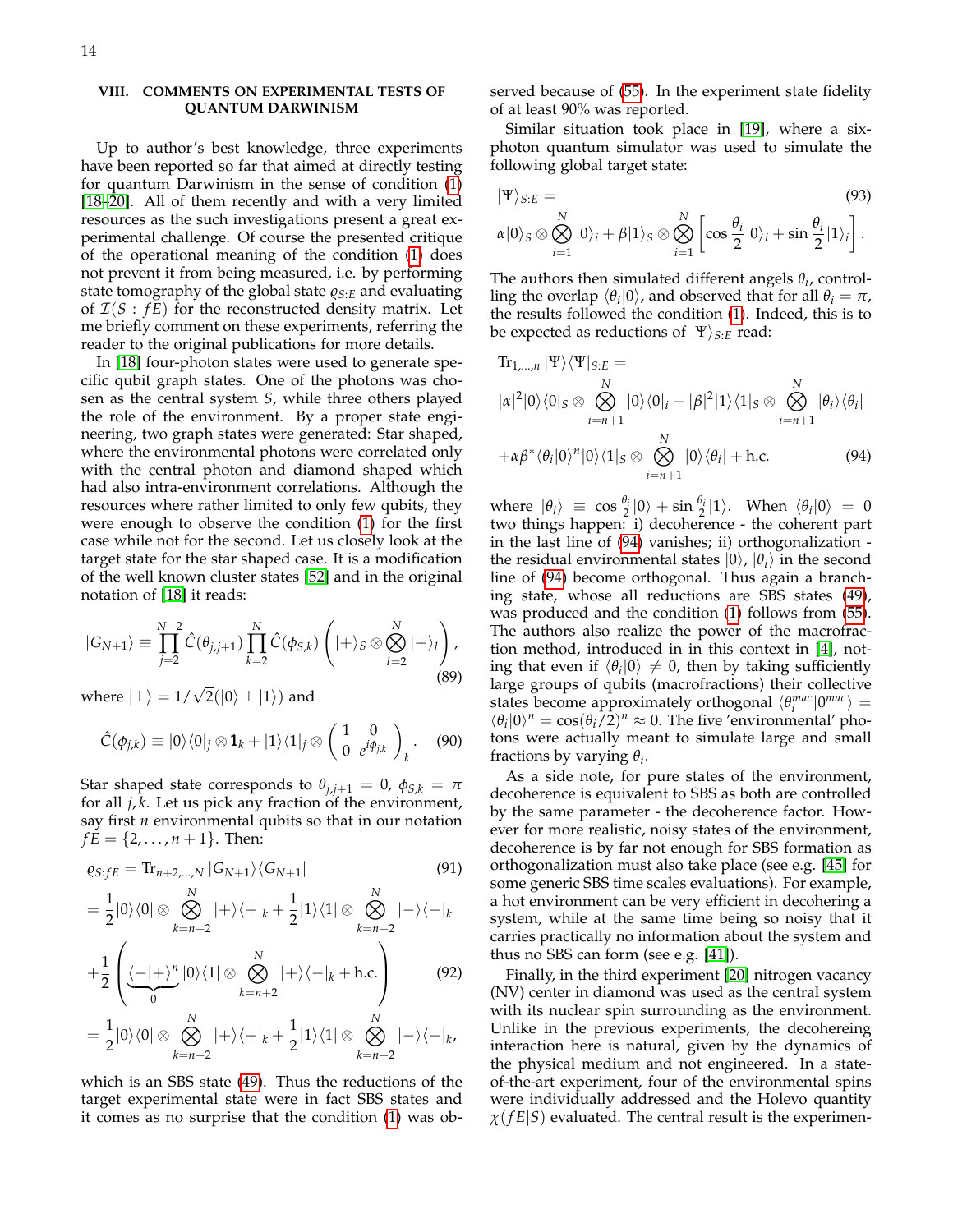## VIII. COMMENTS ON EXPERIMENTAL TESTS OF QUANTUM DARWINISM

Up to author's best knowledge, three experiments have been reported so far that aimed at directly testing for quantum Darwinism in the sense of condition (1) [18–20]. All of them recently and with a very limited resources as the such investigations present a great experimental challenge. Of course the presented critique of the operational meaning of the condition (1) does not prevent it from being measured, i.e. by performing state tomography of the global state $\varrho_{S:E}$ and evaluating of $\mathcal{I}(S : fE)$ for the reconstructed density matrix. Let me briefly comment on these experiments, referring the reader to the original publications for more details.

In [18] four-photon states were used to generate specific qubit graph states. One of the photons was chosen as the central system $S$, while three others played the role of the environment. By a proper state engineering, two graph states were generated: Star shaped, where the environmental photons were correlated only with the central photon and diamond shaped which had also intra-environment correlations. Although the resources where rather limited to only few qubits, they were enough to observe the condition (1) for the first case while not for the second. Let us closely look at the target state for the star shaped case. It is a modification of the well known cluster states [52] and in the original notation of [18] it reads:

$$|G_{N+1}\rangle \equiv \prod_{j=2}^{N-2} \hat{C}(\theta_{j,j+1}) \prod_{k=2}^{N} \hat{C}(\phi_{S,k}) \left( |+\rangle_S \otimes \bigotimes_{l=2}^{N} |+\rangle_l \right), \tag{89}$$

where $|\pm\rangle = 1/\sqrt{2}(|0\rangle \pm |1\rangle)$ and

$$\hat{C}(\phi_{j,k}) \equiv |0\rangle\langle 0|_j \otimes \mathbf{1}_k + |1\rangle\langle 1|_j \otimes \begin{pmatrix} 1 & 0 \\ 0 & e^{i\phi_{j,k}} \end{pmatrix}_k. \tag{90}$$

Star shaped state corresponds to $\theta_{j,j+1} = 0$, $\phi_{S,k} = \pi$ for all $j, k$. Let us pick any fraction of the environment, say first $n$ environmental qubits so that in our notation $fE = \{2, \dots, n+1\}$. Then:

$$\varrho_{S:fE} = \mathrm{Tr}_{n+2,\dots,N} |G_{N+1}\rangle\langle G_{N+1}| \tag{91}$$

$$= \frac{1}{2}|0\rangle\langle 0| \otimes \bigotimes_{k=n+2}^{N} |+\rangle\langle +|_k + \frac{1}{2}|1\rangle\langle 1| \otimes \bigotimes_{k=n+2}^{N} |-\rangle\langle -|_k$$
$$+\frac{1}{2}\left( \underbrace{\langle -|+\rangle^n}_{0} |0\rangle\langle 1| \otimes \bigotimes_{k=n+2}^{N} |+\rangle\langle -|_k + \text{h.c.} \right) \tag{92}$$
$$= \frac{1}{2}|0\rangle\langle 0| \otimes \bigotimes_{k=n+2}^{N} |+\rangle\langle +|_k + \frac{1}{2}|1\rangle\langle 1| \otimes \bigotimes_{k=n+2}^{N} |-\rangle\langle -|_k,$$

which is an SBS state (49). Thus the reductions of the target experimental state were in fact SBS states and it comes as no surprise that the condition (1) was observed because of (55). In the experiment state fidelity of at least 90% was reported.

Similar situation took place in [19], where a six-photon quantum simulator was used to simulate the following global target state:

$$|\Psi\rangle_{S:E} = \tag{93}$$
$$\alpha|0\rangle_S \otimes \bigotimes_{i=1}^{N} |0\rangle_i + \beta|1\rangle_S \otimes \bigotimes_{i=1}^{N} \left[ \cos\frac{\theta_i}{2}|0\rangle_i + \sin\frac{\theta_i}{2}|1\rangle_i \right].$$

The authors then simulated different angels $\theta_i$, controlling the overlap $\langle\theta_i|0\rangle$, and observed that for all $\theta_i = \pi$, the results followed the condition (1). Indeed, this is to be expected as reductions of $|\Psi\rangle_{S:E}$ read:

$$\mathrm{Tr}_{1,\dots,n} |\Psi\rangle\langle\Psi|_{S:E} =$$
$$|\alpha|^2 |0\rangle\langle 0|_S \otimes \bigotimes_{i=n+1}^{N} |0\rangle\langle 0|_i + |\beta|^2 |1\rangle\langle 1|_S \otimes \bigotimes_{i=n+1}^{N} |\theta_i\rangle\langle\theta_i|$$
$$+\alpha\beta^* \langle\theta_i|0\rangle^n |0\rangle\langle 1|_S \otimes \bigotimes_{i=n+1}^{N} |0\rangle\langle\theta_i| + \text{h.c.} \tag{94}$$

where $|\theta_i\rangle \equiv \cos\frac{\theta_i}{2}|0\rangle + \sin\frac{\theta_i}{2}|1\rangle$. When $\langle\theta_i|0\rangle = 0$ two things happen: i) decoherence - the coherent part in the last line of (94) vanishes; ii) orthogonalization - the residual environmental states $|0\rangle$, $|\theta_i\rangle$ in the second line of (94) become orthogonal. Thus again a branching state, whose all reductions are SBS states (49), was produced and the condition (1) follows from (55). The authors also realize the power of the macrofraction method, introduced in in this context in [4], noting that even if $\langle\theta_i|0\rangle \neq 0$, then by taking sufficiently large groups of qubits (macrofractions) their collective states become approximately orthogonal $\langle\theta_i^{mac}|0^{mac}\rangle = \langle\theta_i|0\rangle^n = \cos(\theta_i/2)^n \approx 0$. The five 'environmental' photons were actually meant to simulate large and small fractions by varying $\theta_i$.

As a side note, for pure states of the environment, decoherence is equivalent to SBS as both are controlled by the same parameter - the decoherence factor. However for more realistic, noisy states of the environment, decoherence is by far not enough for SBS formation as orthogonalization must also take place (see e.g. [45] for some generic SBS time scales evaluations). For example, a hot environment can be very efficient in decohering a system, while at the same time being so noisy that it carries practically no information about the system and thus no SBS can form (see e.g. [41]).

Finally, in the third experiment [20] nitrogen vacancy (NV) center in diamond was used as the central system with its nuclear spin surrounding as the environment. Unlike in the previous experiments, the decohereing interaction here is natural, given by the dynamics of the physical medium and not engineered. In a state-of-the-art experiment, four of the environmental spins were individually addressed and the Holevo quantity $\chi(fE|S)$ evaluated. The central result is the experimen-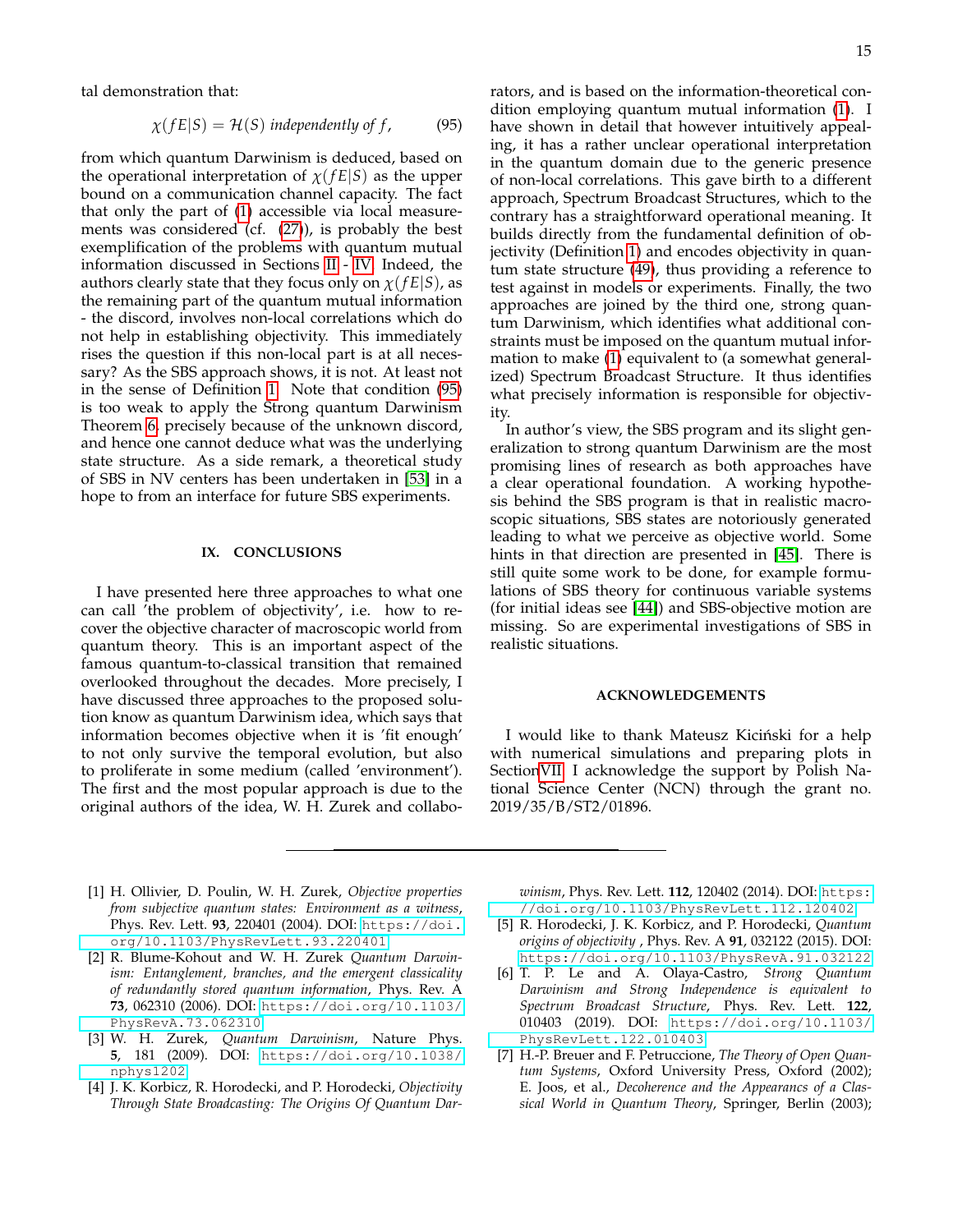tal demonstration that:

$$\chi(fE|S) = \mathcal{H}(S) \text{ independently of } f, \tag{95}$$

from which quantum Darwinism is deduced, based on the operational interpretation of $\chi(fE|S)$ as the upper bound on a communication channel capacity. The fact that only the part of (1) accessible via local measurements was considered (cf. (27)), is probably the best exemplification of the problems with quantum mutual information discussed in Sections II - IV. Indeed, the authors clearly state that they focus only on $\chi(fE|S)$, as the remaining part of the quantum mutual information - the discord, involves non-local correlations which do not help in establishing objectivity. This immediately rises the question if this non-local part is at all necessary? As the SBS approach shows, it is not. At least not in the sense of Definition 1. Note that condition (95) is too weak to apply the Strong quantum Darwinism Theorem 6, precisely because of the unknown discord, and hence one cannot deduce what was the underlying state structure. As a side remark, a theoretical study of SBS in NV centers has been undertaken in [53] in a hope to from an interface for future SBS experiments.

## IX. CONCLUSIONS

I have presented here three approaches to what one can call 'the problem of objectivity', i.e. how to recover the objective character of macroscopic world from quantum theory. This is an important aspect of the famous quantum-to-classical transition that remained overlooked throughout the decades. More precisely, I have discussed three approaches to the proposed solution know as quantum Darwinism idea, which says that information becomes objective when it is 'fit enough' to not only survive the temporal evolution, but also to proliferate in some medium (called 'environment'). The first and the most popular approach is due to the original authors of the idea, W. H. Zurek and collaborators, and is based on the information-theoretical condition employing quantum mutual information (1). I have shown in detail that however intuitively appealing, it has a rather unclear operational interpretation in the quantum domain due to the generic presence of non-local correlations. This gave birth to a different approach, Spectrum Broadcast Structures, which to the contrary has a straightforward operational meaning. It builds directly from the fundamental definition of objectivity (Definition 1) and encodes objectivity in quantum state structure (49), thus providing a reference to test against in models or experiments. Finally, the two approaches are joined by the third one, strong quantum Darwinism, which identifies what additional constraints must be imposed on the quantum mutual information to make (1) equivalent to (a somewhat generalized) Spectrum Broadcast Structure. It thus identifies what precisely information is responsible for objectivity.

In author's view, the SBS program and its slight generalization to strong quantum Darwinism are the most promising lines of research as both approaches have a clear operational foundation. A working hypothesis behind the SBS program is that in realistic macroscopic situations, SBS states are notoriously generated leading to what we perceive as objective world. Some hints in that direction are presented in [45]. There is still quite some work to be done, for example formulations of SBS theory for continuous variable systems (for initial ideas see [44]) and SBS-objective motion are missing. So are experimental investigations of SBS in realistic situations.

## ACKNOWLEDGEMENTS

I would like to thank Mateusz Kiciński for a help with numerical simulations and preparing plots in Section VII. I acknowledge the support by Polish National Science Center (NCN) through the grant no. 2019/35/B/ST2/01896.

---

[1] H. Ollivier, D. Poulin, W. H. Zurek, *Objective properties from subjective quantum states: Environment as a witness*, Phys. Rev. Lett. **93**, 220401 (2004). DOI: https://doi.org/10.1103/PhysRevLett.93.220401

[2] R. Blume-Kohout and W. H. Zurek *Quantum Darwinism: Entanglement, branches, and the emergent classicality of redundantly stored quantum information*, Phys. Rev. A **73**, 062310 (2006). DOI: https://doi.org/10.1103/PhysRevA.73.062310

[3] W. H. Zurek, *Quantum Darwinism*, Nature Phys. **5**, 181 (2009). DOI: https://doi.org/10.1038/nphys1202

[4] J. K. Korbicz, R. Horodecki, and P. Horodecki, *Objectivity Through State Broadcasting: The Origins Of Quantum Darwinism*, Phys. Rev. Lett. **112**, 120402 (2014). DOI: https://doi.org/10.1103/PhysRevLett.112.120402

[5] R. Horodecki, J. K. Korbicz, and P. Horodecki, *Quantum origins of objectivity* , Phys. Rev. A **91**, 032122 (2015). DOI: https://doi.org/10.1103/PhysRevA.91.032122

[6] T. P. Le and A. Olaya-Castro, *Strong Quantum Darwinism and Strong Independence is equivalent to Spectrum Broadcast Structure*, Phys. Rev. Lett. **122**, 010403 (2019). DOI: https://doi.org/10.1103/PhysRevLett.122.010403

[7] H.-P. Breuer and F. Petruccione, *The Theory of Open Quantum Systems*, Oxford University Press, Oxford (2002); E. Joos, et al., *Decoherence and the Appearances of a Classical World in Quantum Theory*, Springer, Berlin (2003);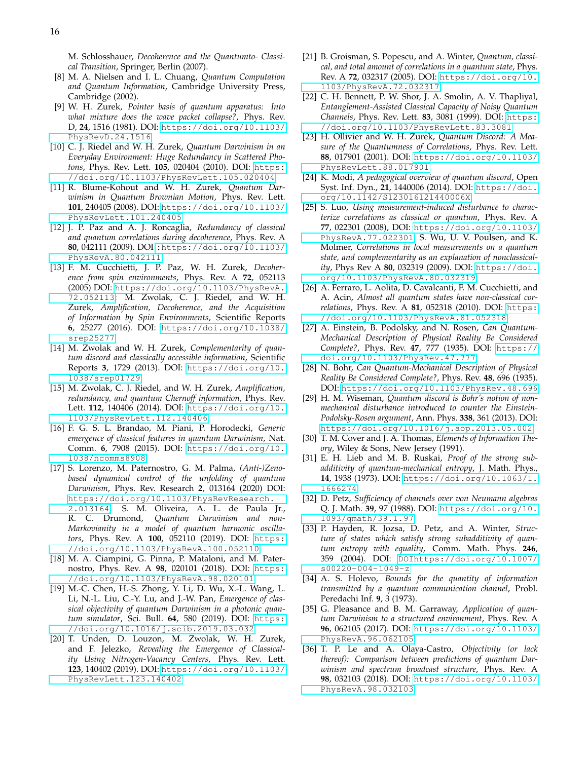M. Schlosshauer, *Decoherence and the Quantumto- Classical Transition*, Springer, Berlin (2007).

[8] M. A. Nielsen and I. L. Chuang, *Quantum Computation and Quantum Information*, Cambridge University Press, Cambridge (2002).

[9] W. H. Zurek, *Pointer basis of quantum apparatus: Into what mixture does the wave packet collapse?*, Phys. Rev. D, **24**, 1516 (1981). DOI: https://doi.org/10.1103/PhysRevD.24.1516

[10] C. J. Riedel and W. H. Zurek, *Quantum Darwinism in an Everyday Environment: Huge Redundancy in Scattered Photons*, Phys. Rev. Lett. **105**, 020404 (2010). DOI: https://doi.org/10.1103/PhysRevLett.105.020404

[11] R. Blume-Kohout and W. H. Zurek, *Quantum Darwinism in Quantum Brownian Motion*, Phys. Rev. Lett. **101**, 240405 (2008). DOI: https://doi.org/10.1103/PhysRevLett.101.240405

[12] J. P. Paz and A. J. Roncaglia, *Redundancy of classical and quantum correlations during decoherence*, Phys. Rev. A **80**, 042111 (2009). DOI :https://doi.org/10.1103/PhysRevA.80.042111

[13] F. M. Cucchietti, J. P. Paz, W. H. Zurek, *Decoherence from spin environments*, Phys. Rev. A **72**, 052113 (2005) DOI: https://doi.org/10.1103/PhysRevA.72.052113; M. Zwolak, C. J. Riedel, and W. H. Zurek, *Amplification, Decoherence, and the Acquisition of Information by Spin Environments*, Scientific Reports **6**, 25277 (2016). DOI: https://doi.org/10.1038/srep25277

[14] M. Zwolak and W. H. Zurek, *Complementarity of quantum discord and classically accessible information*, Scientific Reports **3**, 1729 (2013). DOI: https://doi.org/10.1038/srep01729

[15] M. Zwolak, C. J. Riedel, and W. H. Zurek, *Amplification, redundancy, and quantum Chernoff information*, Phys. Rev. Lett. **112**, 140406 (2014). DOI: https://doi.org/10.1103/PhysRevLett.112.140406

[16] F. G. S. L. Brandao, M. Piani, P. Horodecki, *Generic emergence of classical features in quantum Darwinism*, Nat. Comm. **6**, 7908 (2015). DOI: https://doi.org/10.1038/ncomms8908

[17] S. Lorenzo, M. Paternostro, G. M. Palma, *(Anti-)Zeno-based dynamical control of the unfolding of quantum Darwinism*, Phys. Rev. Research **2**, 013164 (2020) DOI: https://doi.org/10.1103/PhysRevResearch.2.013164; S. M. Oliveira, A. L. de Paula Jr., R. C. Drumond, *Quantum Darwinism and non-Markovianity in a model of quantum harmonic oscillators*, Phys. Rev. A **100**, 052110 (2019). DOI: https://doi.org/10.1103/PhysRevA.100.052110

[18] M. A. Ciampini, G. Pinna, P. Mataloni, and M. Paternostro, Phys. Rev. A **98**, 020101 (2018). DOI: https://doi.org/10.1103/PhysRevA.98.020101

[19] M.-C. Chen, H.-S. Zhong, Y. Li, D. Wu, X.-L. Wang, L. Li, N.-L. Liu, C.-Y. Lu, and J.-W. Pan, *Emergence of classical objectivity of quantum Darwinism in a photonic quantum simulator*, Sci. Bull. **64**, 580 (2019). DOI: https://doi.org/10.1016/j.scib.2019.03.032

[20] T. Unden, D. Louzon, M. Zwolak, W. H. Zurek, and F. Jelezko, *Revealing the Emergence of Classicality Using Nitrogen-Vacancy Centers*, Phys. Rev. Lett. **123**, 140402 (2019). DOI: https://doi.org/10.1103/PhysRevLett.123.140402

[21] B. Groisman, S. Popescu, and A. Winter, *Quantum, classical, and total amount of correlations in a quantum state*, Phys. Rev. A **72**, 032317 (2005). DOI: https://doi.org/10.1103/PhysRevA.72.032317

[22] C. H. Bennett, P. W. Shor, J. A. Smolin, A. V. Thapliyal, *Entanglement-Assisted Classical Capacity of Noisy Quantum Channels*, Phys. Rev. Lett. **83**, 3081 (1999). DOI: https://doi.org/10.1103/PhysRevLett.83.3081

[23] H. Ollivier and W. H. Zurek, *Quantum Discord: A Measure of the Quantumness of Correlations*, Phys. Rev. Lett. **88**, 017901 (2001). DOI: https://doi.org/10.1103/PhysRevLett.88.017901

[24] K. Modi, *A pedagogical overview of quantum discord*, Open Syst. Inf. Dyn., **21**, 1440006 (2014). DOI: https://doi.org/10.1142/S123016121440006X

[25] S. Luo, *Using measurement-induced disturbance to characterize correlations as classical or quantum*, Phys. Rev. A **77**, 022301 (2008), DOI: https://doi.org/10.1103/PhysRevA.77.022301; S. Wu, U. V. Poulsen, and K. Molmer, *Correlations in local measurements on a quantum state, and complementarity as an explanation of nonclassicality*, Phys Rev A **80**, 032319 (2009). DOI: https://doi.org/10.1103/PhysRevA.80.032319

[26] A. Ferraro, L. Aolita, D. Cavalcanti, F. M. Cucchietti, and A. Acin, *Almost all quantum states have non-classical correlations*, Phys. Rev. A **81**, 052318 (2010). DOI: https://doi.org/10.1103/PhysRevA.81.052318

[27] A. Einstein, B. Podolsky, and N. Rosen, *Can Quantum-Mechanical Description of Physical Reality Be Considered Complete?*, Phys. Rev. **47**, 777 (1935). DOI: https://doi.org/10.1103/PhysRev.47.777

[28] N. Bohr, *Can Quantum-Mechanical Description of Physical Reality Be Considered Complete?*, Phys. Rev. **48**, 696 (1935). DOI: https://doi.org/10.1103/PhysRev.48.696

[29] H. M. Wiseman, *Quantum discord is Bohr's notion of non-mechanical disturbance introduced to counter the Einstein-Podolsky-Rosen argument*, Ann. Phys. **338**, 361 (2013). DOI: https://doi.org/10.1016/j.aop.2013.05.002

[30] T. M. Cover and J. A. Thomas, *Elements of Information Theory*, Wiley & Sons, New Jersey (1991).

[31] E. H. Lieb and M. B. Ruskai, *Proof of the strong subadditivity of quantum-mechanical entropy*, J. Math. Phys., **14**, 1938 (1973). DOI: https://doi.org/10.1063/1.1666274

[32] D. Petz, *Sufficiency of channels over von Neumann algebras* Q. J. Math. **39**, 97 (1988). DOI: https://doi.org/10.1093/qmath/39.1.97

[33] P. Hayden, R. Jozsa, D. Petz, and A. Winter, *Structure of states which satisfy strong subadditivity of quantum entropy with equality*, Comm. Math. Phys. **246**, 359 (2004). DOI: DOIhttps://doi.org/10.1007/s00220-004-1049-z

[34] A. S. Holevo, *Bounds for the quantity of information transmitted by a quantum communication channel*, Probl. Peredachi Inf. **9**, 3 (1973).

[35] G. Pleasance and B. M. Garraway, *Application of quantum Darwinism to a structured environment*, Phys. Rev. A **96**, 062105 (2017). DOI: https://doi.org/10.1103/PhysRevA.96.062105

[36] T. P. Le and A. Olaya-Castro, *Objectivity (or lack thereof): Comparison between predictions of quantum Darwinism and spectrum broadcast structure*, Phys. Rev. A **98**, 032103 (2018). DOI: https://doi.org/10.1103/PhysRevA.98.032103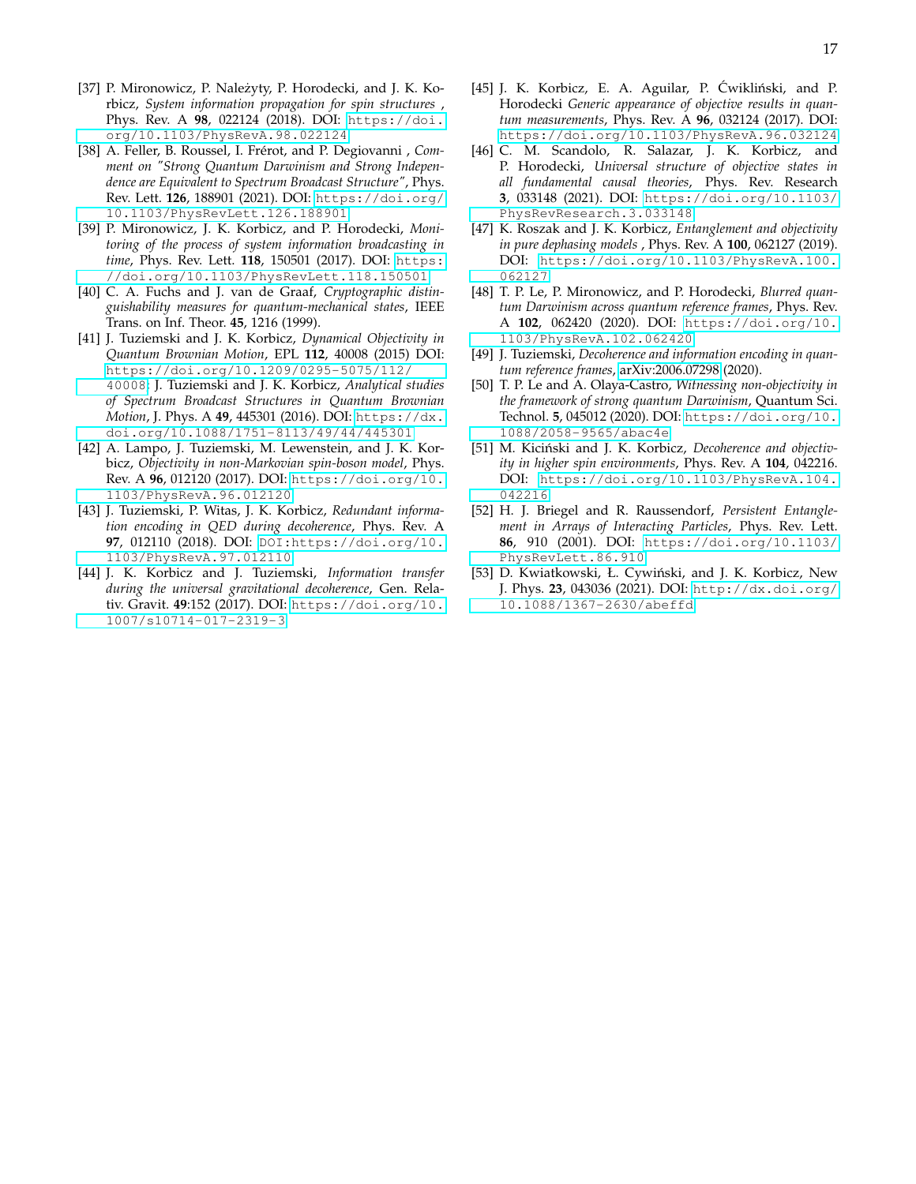[37] P. Mironowicz, P. Należyty, P. Horodecki, and J. K. Korbicz, *System information propagation for spin structures* , Phys. Rev. A **98**, 022124 (2018). DOI: https://doi.org/10.1103/PhysRevA.98.022124

[38] A. Feller, B. Roussel, I. Frérot, and P. Degiovanni , *Comment on "Strong Quantum Darwinism and Strong Independence are Equivalent to Spectrum Broadcast Structure"*, Phys. Rev. Lett. **126**, 188901 (2021). DOI: https://doi.org/10.1103/PhysRevLett.126.188901

[39] P. Mironowicz, J. K. Korbicz, and P. Horodecki, *Monitoring of the process of system information broadcasting in time*, Phys. Rev. Lett. **118**, 150501 (2017). DOI: https://doi.org/10.1103/PhysRevLett.118.150501

[40] C. A. Fuchs and J. van de Graaf, *Cryptographic distinguishability measures for quantum-mechanical states*, IEEE Trans. on Inf. Theor. **45**, 1216 (1999).

[41] J. Tuziemski and J. K. Korbicz, *Dynamical Objectivity in Quantum Brownian Motion*, EPL **112**, 40008 (2015) DOI: https://doi.org/10.1209/0295-5075/112/40008; J. Tuziemski and J. K. Korbicz, *Analytical studies of Spectrum Broadcast Structures in Quantum Brownian Motion*, J. Phys. A **49**, 445301 (2016). DOI: https://dx.doi.org/10.1088/1751-8113/49/44/445301

[42] A. Lampo, J. Tuziemski, M. Lewenstein, and J. K. Korbicz, *Objectivity in non-Markovian spin-boson model*, Phys. Rev. A **96**, 012120 (2017). DOI: https://doi.org/10.1103/PhysRevA.96.012120

[43] J. Tuziemski, P. Witas, J. K. Korbicz, *Redundant information encoding in QED during decoherence*, Phys. Rev. A **97**, 012110 (2018). DOI: DOI:https://doi.org/10.1103/PhysRevA.97.012110

[44] J. K. Korbicz and J. Tuziemski, *Information transfer during the universal gravitational decoherence*, Gen. Relativ. Gravit. **49**:152 (2017). DOI: https://doi.org/10.1007/s10714-017-2319-3

[45] J. K. Korbicz, E. A. Aguilar, P. Ćwikliński, and P. Horodecki *Generic appearance of objective results in quantum measurements*, Phys. Rev. A **96**, 032124 (2017). DOI: https://doi.org/10.1103/PhysRevA.96.032124

[46] C. M. Scandolo, R. Salazar, J. K. Korbicz, and P. Horodecki, *Universal structure of objective states in all fundamental causal theories*, Phys. Rev. Research **3**, 033148 (2021). DOI: https://doi.org/10.1103/PhysRevResearch.3.033148

[47] K. Roszak and J. K. Korbicz, *Entanglement and objectivity in pure dephasing models* , Phys. Rev. A **100**, 062127 (2019). DOI: https://doi.org/10.1103/PhysRevA.100.062127

[48] T. P. Le, P. Mironowicz, and P. Horodecki, *Blurred quantum Darwinism across quantum reference frames*, Phys. Rev. A **102**, 062420 (2020). DOI: https://doi.org/10.1103/PhysRevA.102.062420

[49] J. Tuziemski, *Decoherence and information encoding in quantum reference frames*, arXiv:2006.07298 (2020).

[50] T. P. Le and A. Olaya-Castro, *Witnessing non-objectivity in the framework of strong quantum Darwinism*, Quantum Sci. Technol. **5**, 045012 (2020). DOI: https://doi.org/10.1088/2058-9565/abac4e

[51] M. Kiciński and J. K. Korbicz, *Decoherence and objectivity in higher spin environments*, Phys. Rev. A **104**, 042216. DOI: https://doi.org/10.1103/PhysRevA.104.042216

[52] H. J. Briegel and R. Raussendorf, *Persistent Entanglement in Arrays of Interacting Particles*, Phys. Rev. Lett. **86**, 910 (2001). DOI: https://doi.org/10.1103/PhysRevLett.86.910

[53] D. Kwiatkowski, Ł. Cywiński, and J. K. Korbicz, New J. Phys. **23**, 043036 (2021). DOI: http://dx.doi.org/10.1088/1367-2630/abeffd